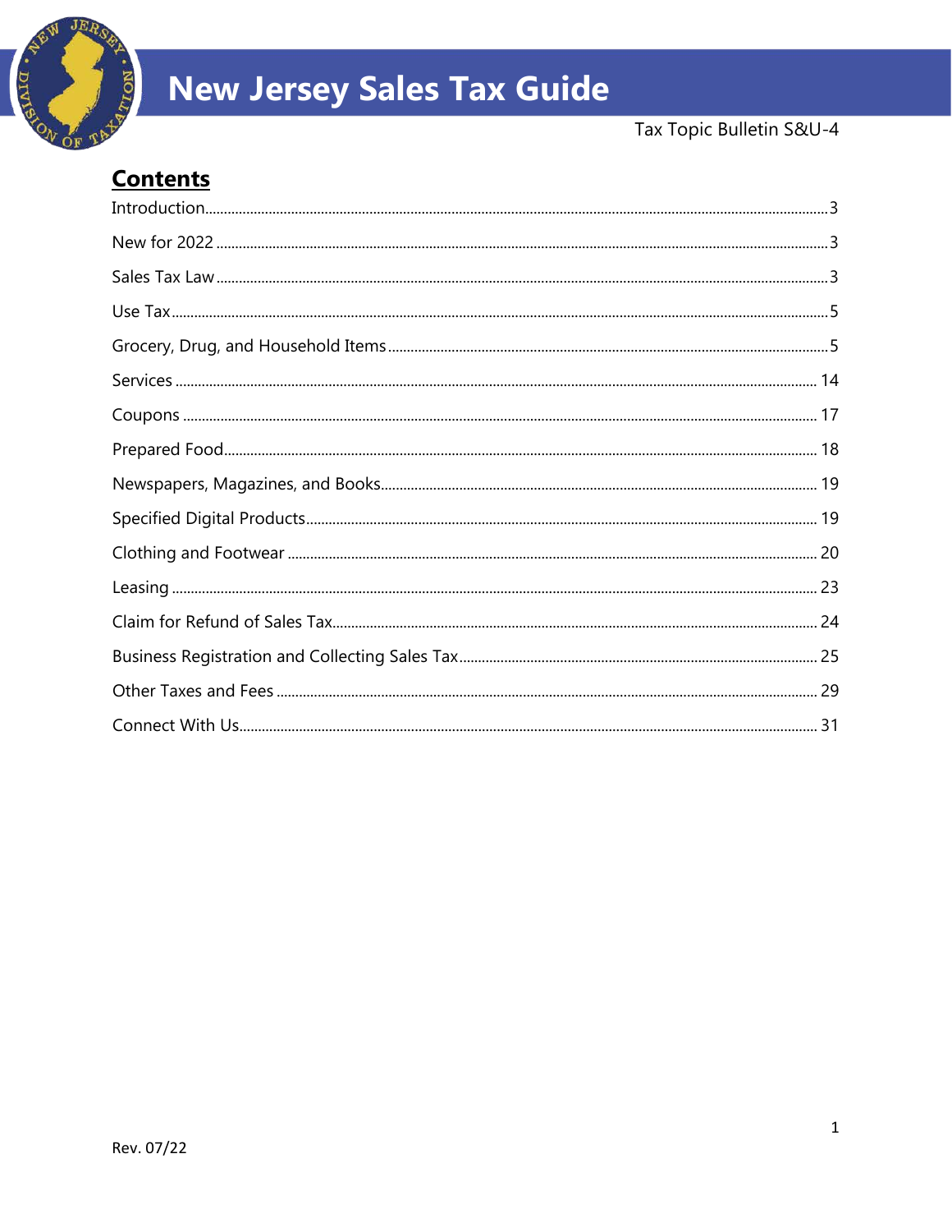# New Jersey Sales Tax Guide

Tax Topic Bulletin S&U-4

## Contents

| Section | Page |
| --- | --- |
| Introduction | 3 |
| New for 2022 | 3 |
| Sales Tax Law | 3 |
| Use Tax | 5 |
| Grocery, Drug, and Household Items | 5 |
| Services | 14 |
| Coupons | 17 |
| Prepared Food | 18 |
| Newspapers, Magazines, and Books | 19 |
| Specified Digital Products | 19 |
| Clothing and Footwear | 20 |
| Leasing | 23 |
| Claim for Refund of Sales Tax | 24 |
| Business Registration and Collecting Sales Tax | 25 |
| Other Taxes and Fees | 29 |
| Connect With Us | 31 |

Rev. 07/22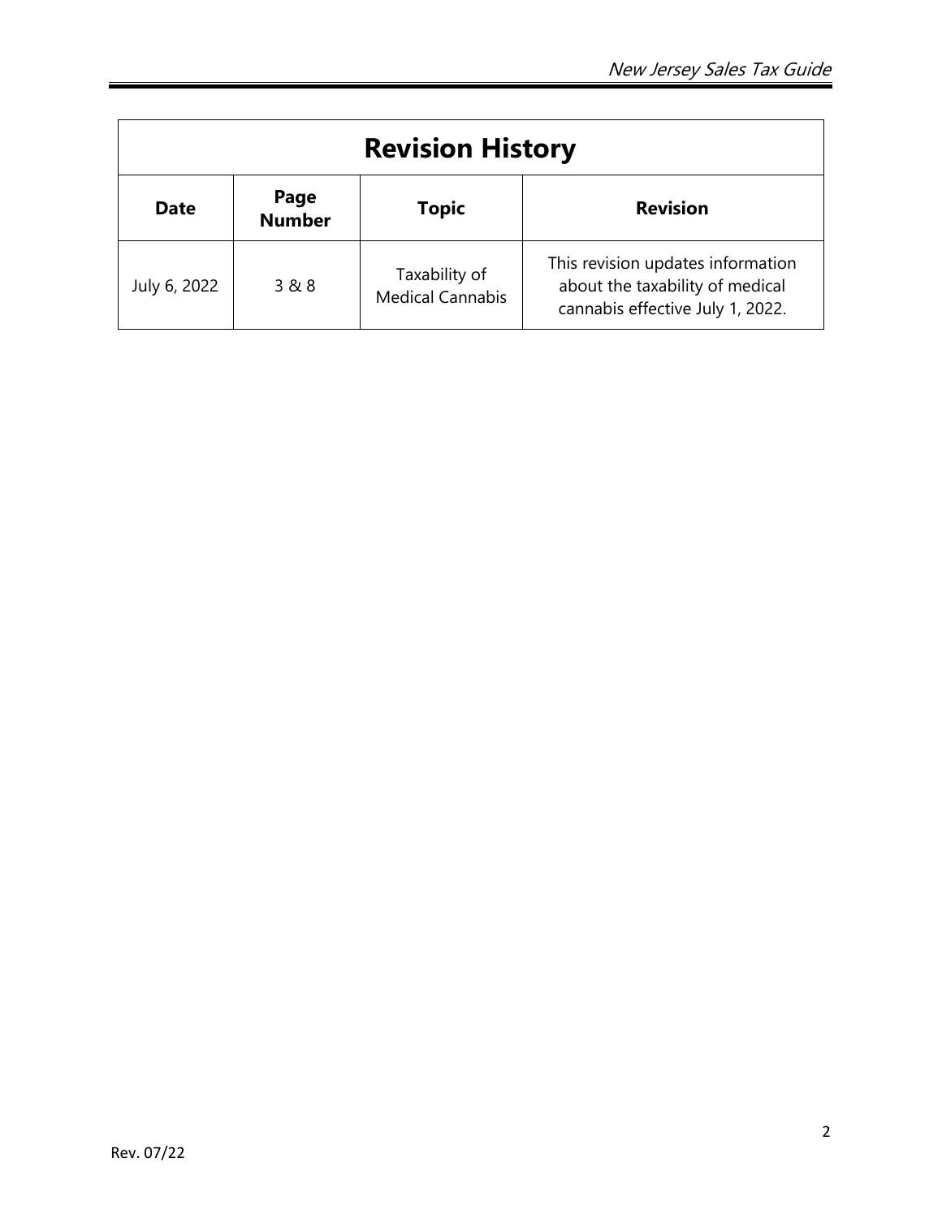## Revision History

| Date | Page Number | Topic | Revision |
|---|---|---|---|
| July 6, 2022 | 3 & 8 | Taxability of Medical Cannabis | This revision updates information about the taxability of medical cannabis effective July 1, 2022. |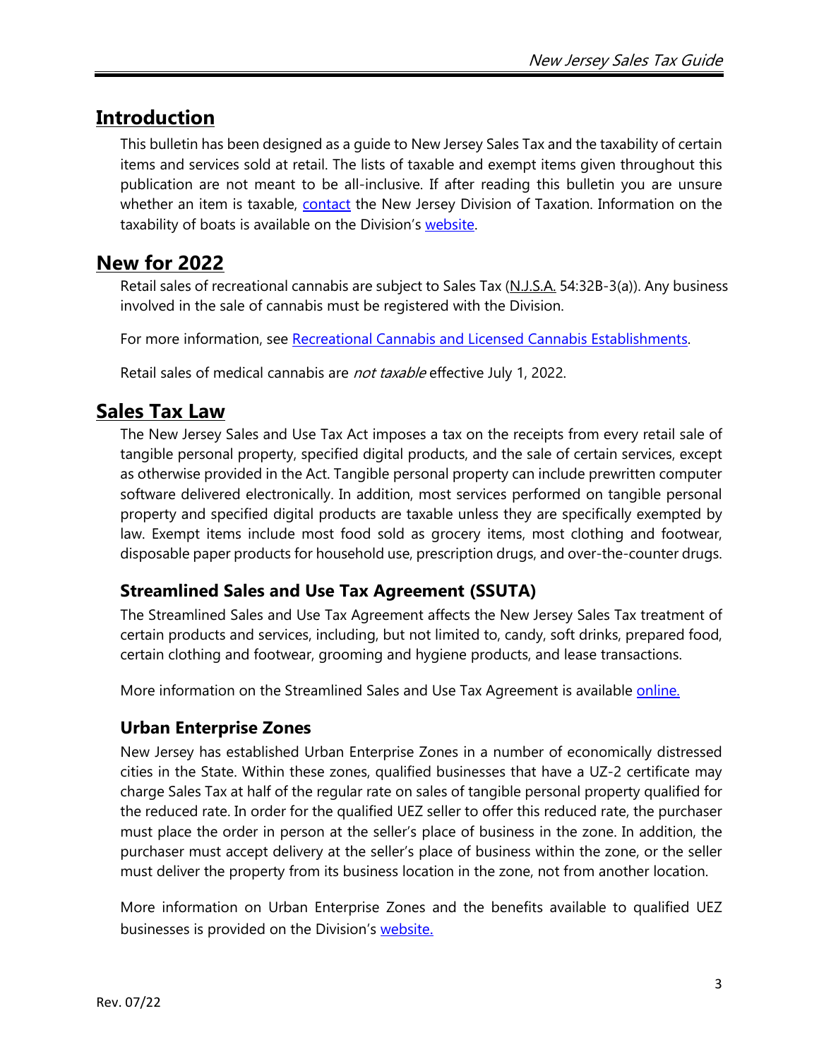## Introduction

This bulletin has been designed as a guide to New Jersey Sales Tax and the taxability of certain items and services sold at retail. The lists of taxable and exempt items given throughout this publication are not meant to be all-inclusive. If after reading this bulletin you are unsure whether an item is taxable, contact the New Jersey Division of Taxation. Information on the taxability of boats is available on the Division's website.

## New for 2022

Retail sales of recreational cannabis are subject to Sales Tax (N.J.S.A. 54:32B-3(a)). Any business involved in the sale of cannabis must be registered with the Division.

For more information, see Recreational Cannabis and Licensed Cannabis Establishments.

Retail sales of medical cannabis are *not taxable* effective July 1, 2022.

## Sales Tax Law

The New Jersey Sales and Use Tax Act imposes a tax on the receipts from every retail sale of tangible personal property, specified digital products, and the sale of certain services, except as otherwise provided in the Act. Tangible personal property can include prewritten computer software delivered electronically. In addition, most services performed on tangible personal property and specified digital products are taxable unless they are specifically exempted by law. Exempt items include most food sold as grocery items, most clothing and footwear, disposable paper products for household use, prescription drugs, and over-the-counter drugs.

### Streamlined Sales and Use Tax Agreement (SSUTA)

The Streamlined Sales and Use Tax Agreement affects the New Jersey Sales Tax treatment of certain products and services, including, but not limited to, candy, soft drinks, prepared food, certain clothing and footwear, grooming and hygiene products, and lease transactions.

More information on the Streamlined Sales and Use Tax Agreement is available online.

### Urban Enterprise Zones

New Jersey has established Urban Enterprise Zones in a number of economically distressed cities in the State. Within these zones, qualified businesses that have a UZ-2 certificate may charge Sales Tax at half of the regular rate on sales of tangible personal property qualified for the reduced rate. In order for the qualified UEZ seller to offer this reduced rate, the purchaser must place the order in person at the seller's place of business in the zone. In addition, the purchaser must accept delivery at the seller's place of business within the zone, or the seller must deliver the property from its business location in the zone, not from another location.

More information on Urban Enterprise Zones and the benefits available to qualified UEZ businesses is provided on the Division's website.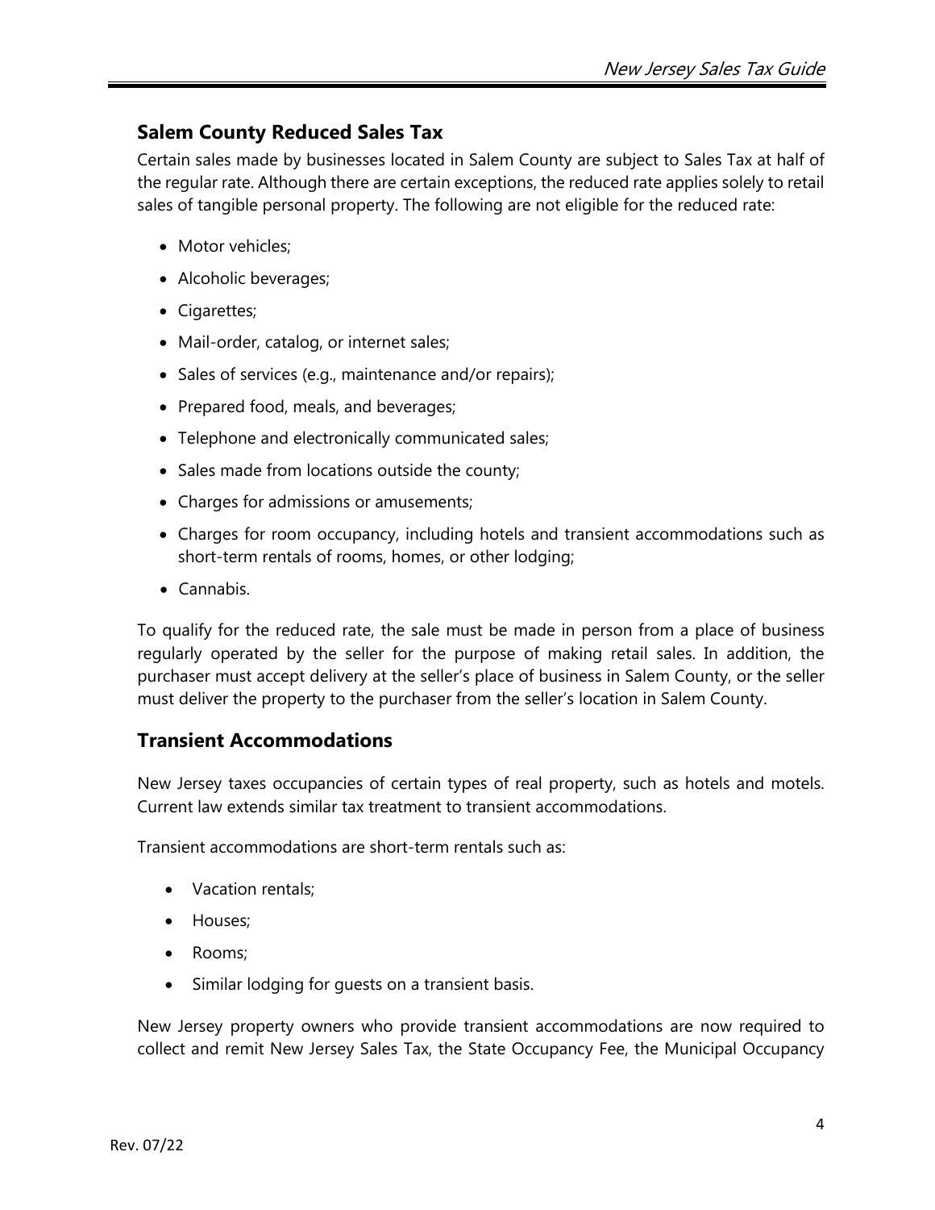## Salem County Reduced Sales Tax

Certain sales made by businesses located in Salem County are subject to Sales Tax at half of the regular rate. Although there are certain exceptions, the reduced rate applies solely to retail sales of tangible personal property. The following are not eligible for the reduced rate:

- Motor vehicles;
- Alcoholic beverages;
- Cigarettes;
- Mail-order, catalog, or internet sales;
- Sales of services (e.g., maintenance and/or repairs);
- Prepared food, meals, and beverages;
- Telephone and electronically communicated sales;
- Sales made from locations outside the county;
- Charges for admissions or amusements;
- Charges for room occupancy, including hotels and transient accommodations such as short-term rentals of rooms, homes, or other lodging;
- Cannabis.

To qualify for the reduced rate, the sale must be made in person from a place of business regularly operated by the seller for the purpose of making retail sales. In addition, the purchaser must accept delivery at the seller's place of business in Salem County, or the seller must deliver the property to the purchaser from the seller's location in Salem County.

## Transient Accommodations

New Jersey taxes occupancies of certain types of real property, such as hotels and motels. Current law extends similar tax treatment to transient accommodations.

Transient accommodations are short-term rentals such as:

- Vacation rentals;
- Houses;
- Rooms;
- Similar lodging for guests on a transient basis.

New Jersey property owners who provide transient accommodations are now required to collect and remit New Jersey Sales Tax, the State Occupancy Fee, the Municipal Occupancy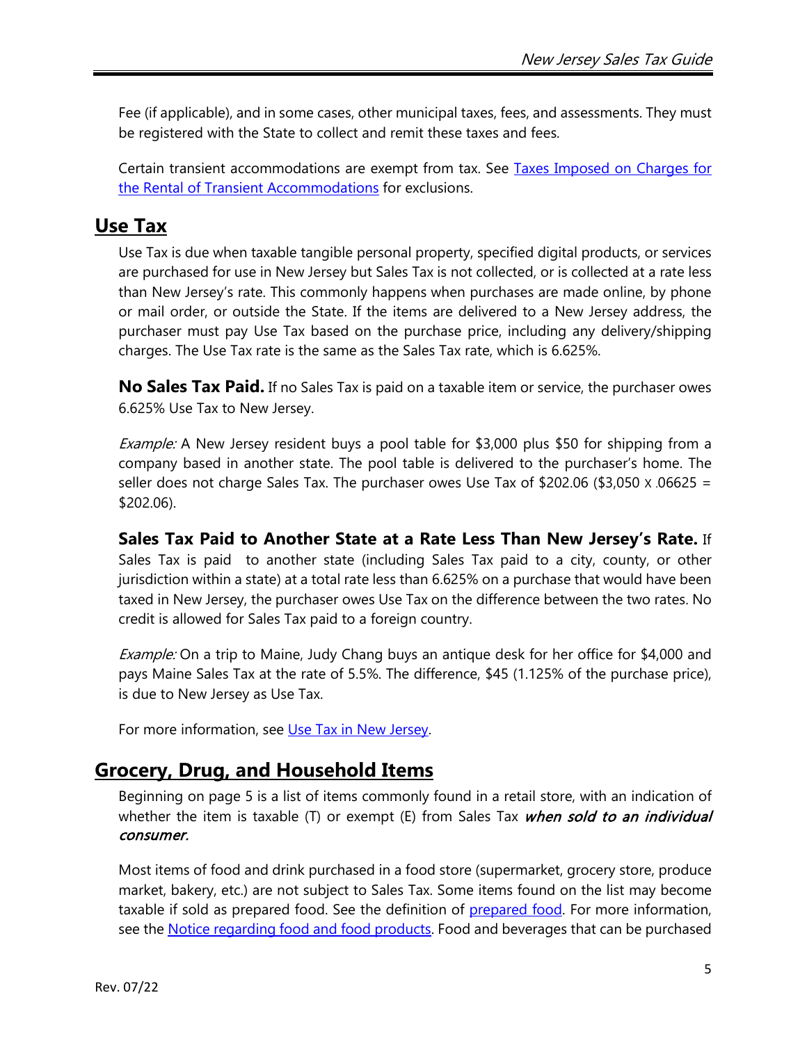Fee (if applicable), and in some cases, other municipal taxes, fees, and assessments. They must be registered with the State to collect and remit these taxes and fees.

Certain transient accommodations are exempt from tax. See [Taxes Imposed on Charges for the Rental of Transient Accommodations]() for exclusions.

## Use Tax

Use Tax is due when taxable tangible personal property, specified digital products, or services are purchased for use in New Jersey but Sales Tax is not collected, or is collected at a rate less than New Jersey's rate. This commonly happens when purchases are made online, by phone or mail order, or outside the State. If the items are delivered to a New Jersey address, the purchaser must pay Use Tax based on the purchase price, including any delivery/shipping charges. The Use Tax rate is the same as the Sales Tax rate, which is 6.625%.

**No Sales Tax Paid.** If no Sales Tax is paid on a taxable item or service, the purchaser owes 6.625% Use Tax to New Jersey.

*Example:* A New Jersey resident buys a pool table for $3,000 plus $50 for shipping from a company based in another state. The pool table is delivered to the purchaser's home. The seller does not charge Sales Tax. The purchaser owes Use Tax of $202.06 ($3,050 x .06625 = $202.06).

**Sales Tax Paid to Another State at a Rate Less Than New Jersey's Rate.** If Sales Tax is paid to another state (including Sales Tax paid to a city, county, or other jurisdiction within a state) at a total rate less than 6.625% on a purchase that would have been taxed in New Jersey, the purchaser owes Use Tax on the difference between the two rates. No credit is allowed for Sales Tax paid to a foreign country.

*Example:* On a trip to Maine, Judy Chang buys an antique desk for her office for $4,000 and pays Maine Sales Tax at the rate of 5.5%. The difference, $45 (1.125% of the purchase price), is due to New Jersey as Use Tax.

For more information, see [Use Tax in New Jersey]().

## Grocery, Drug, and Household Items

Beginning on page 5 is a list of items commonly found in a retail store, with an indication of whether the item is taxable (T) or exempt (E) from Sales Tax ***when sold to an individual consumer.***

Most items of food and drink purchased in a food store (supermarket, grocery store, produce market, bakery, etc.) are not subject to Sales Tax. Some items found on the list may become taxable if sold as prepared food. See the definition of [prepared food](). For more information, see the [Notice regarding food and food products](). Food and beverages that can be purchased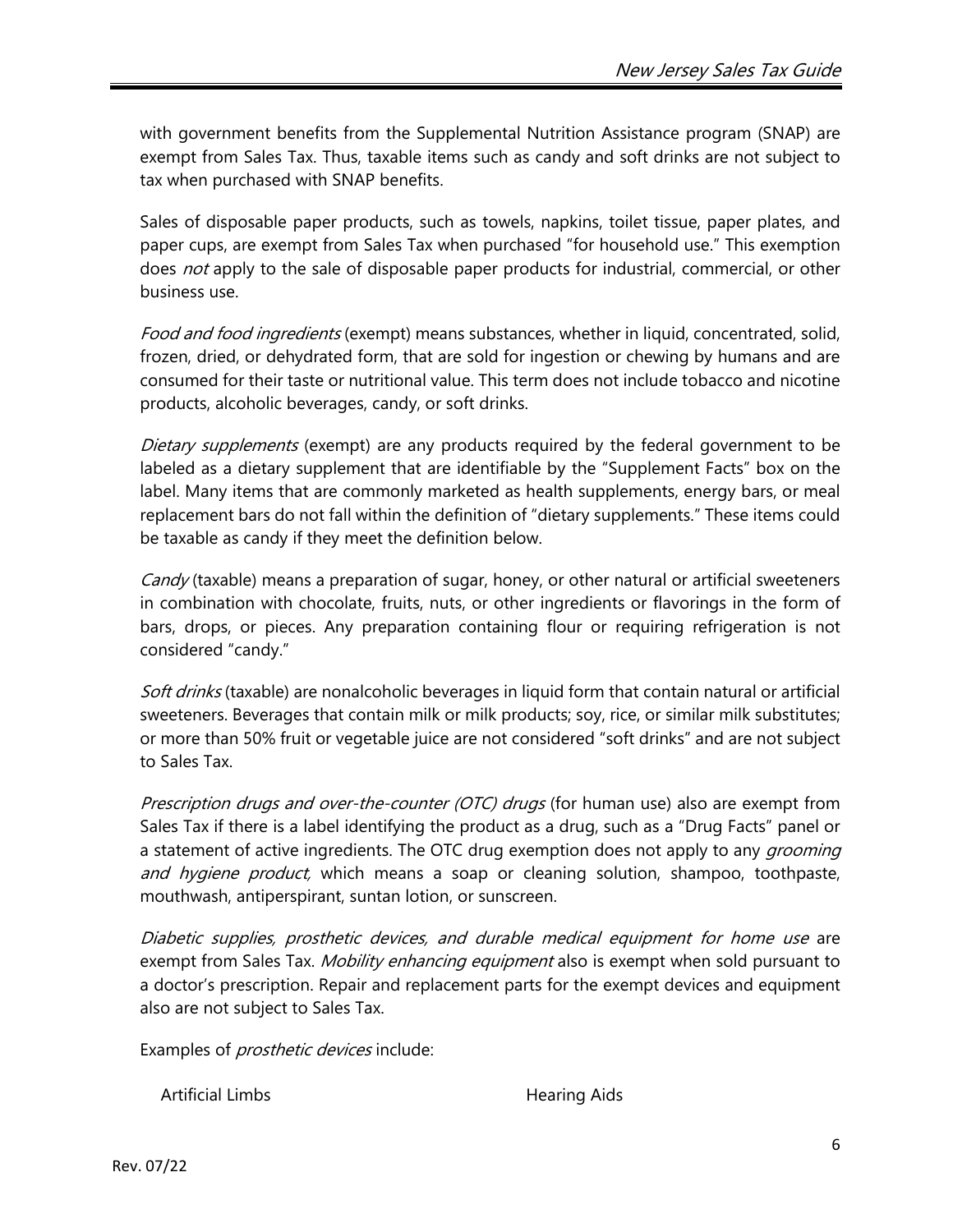with government benefits from the Supplemental Nutrition Assistance program (SNAP) are exempt from Sales Tax. Thus, taxable items such as candy and soft drinks are not subject to tax when purchased with SNAP benefits.

Sales of disposable paper products, such as towels, napkins, toilet tissue, paper plates, and paper cups, are exempt from Sales Tax when purchased "for household use." This exemption does *not* apply to the sale of disposable paper products for industrial, commercial, or other business use.

*Food and food ingredients* (exempt) means substances, whether in liquid, concentrated, solid, frozen, dried, or dehydrated form, that are sold for ingestion or chewing by humans and are consumed for their taste or nutritional value. This term does not include tobacco and nicotine products, alcoholic beverages, candy, or soft drinks.

*Dietary supplements* (exempt) are any products required by the federal government to be labeled as a dietary supplement that are identifiable by the "Supplement Facts" box on the label. Many items that are commonly marketed as health supplements, energy bars, or meal replacement bars do not fall within the definition of "dietary supplements." These items could be taxable as candy if they meet the definition below.

*Candy* (taxable) means a preparation of sugar, honey, or other natural or artificial sweeteners in combination with chocolate, fruits, nuts, or other ingredients or flavorings in the form of bars, drops, or pieces. Any preparation containing flour or requiring refrigeration is not considered "candy."

*Soft drinks* (taxable) are nonalcoholic beverages in liquid form that contain natural or artificial sweeteners. Beverages that contain milk or milk products; soy, rice, or similar milk substitutes; or more than 50% fruit or vegetable juice are not considered "soft drinks" and are not subject to Sales Tax.

*Prescription drugs and over-the-counter (OTC) drugs* (for human use) also are exempt from Sales Tax if there is a label identifying the product as a drug, such as a "Drug Facts" panel or a statement of active ingredients. The OTC drug exemption does not apply to any *grooming and hygiene product,* which means a soap or cleaning solution, shampoo, toothpaste, mouthwash, antiperspirant, suntan lotion, or sunscreen.

*Diabetic supplies, prosthetic devices, and durable medical equipment for home use* are exempt from Sales Tax. *Mobility enhancing equipment* also is exempt when sold pursuant to a doctor's prescription. Repair and replacement parts for the exempt devices and equipment also are not subject to Sales Tax.

Examples of *prosthetic devices* include:

- Artificial Limbs
- Hearing Aids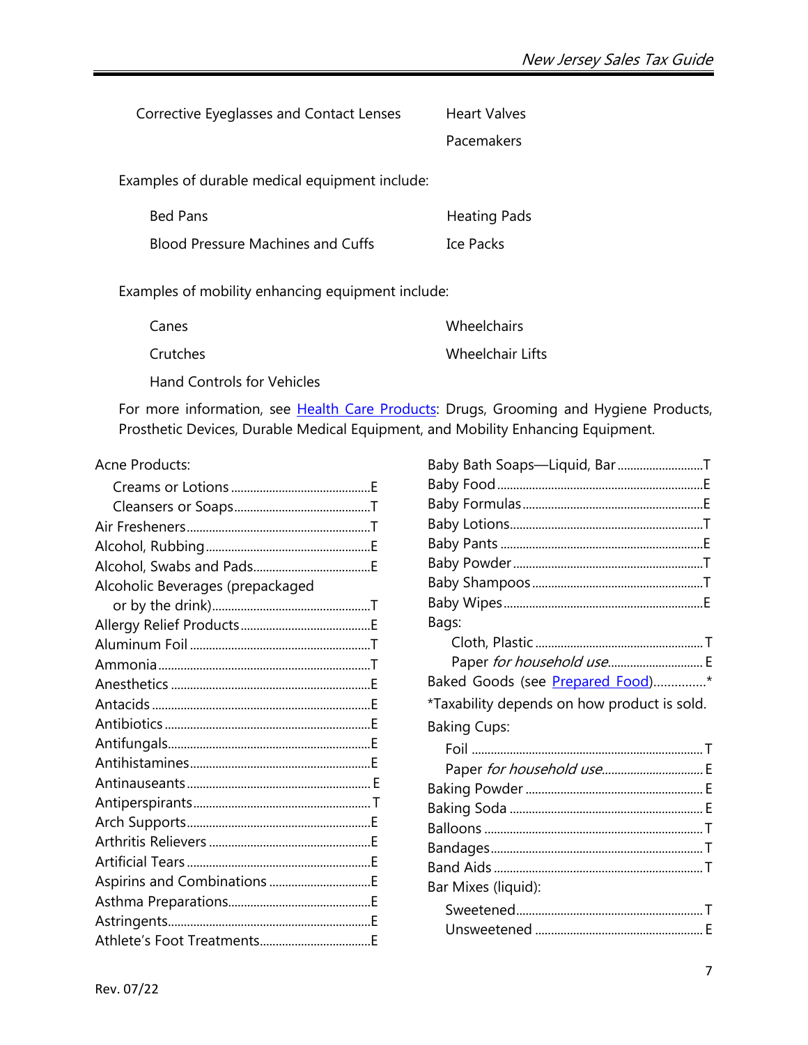| | |
|---|---|
| Corrective Eyeglasses and Contact Lenses | Heart Valves |
| | Pacemakers |

Examples of durable medical equipment include:

| | |
|---|---|
| Bed Pans | Heating Pads |
| Blood Pressure Machines and Cuffs | Ice Packs |

Examples of mobility enhancing equipment include:

| | |
|---|---|
| Canes | Wheelchairs |
| Crutches | Wheelchair Lifts |
| Hand Controls for Vehicles | |

For more information, see [Health Care Products](): Drugs, Grooming and Hygiene Products, Prosthetic Devices, Durable Medical Equipment, and Mobility Enhancing Equipment.

| Item | Status |
|---|---|
| Acne Products: | |
| Creams or Lotions | E |
| Cleansers or Soaps | T |
| Air Fresheners | T |
| Alcohol, Rubbing | E |
| Alcohol, Swabs and Pads | E |
| Alcoholic Beverages (prepackaged or by the drink) | T |
| Allergy Relief Products | E |
| Aluminum Foil | T |
| Ammonia | T |
| Anesthetics | E |
| Antacids | E |
| Antibiotics | E |
| Antifungals | E |
| Antihistamines | E |
| Antinauseants | E |
| Antiperspirants | T |
| Arch Supports | E |
| Arthritis Relievers | E |
| Artificial Tears | E |
| Aspirins and Combinations | E |
| Asthma Preparations | E |
| Astringents | E |
| Athlete's Foot Treatments | E |
| Baby Bath Soaps—Liquid, Bar | T |
| Baby Food | E |
| Baby Formulas | E |
| Baby Lotions | T |
| Baby Pants | E |
| Baby Powder | T |
| Baby Shampoos | T |
| Baby Wipes | E |
| Bags: | |
| Cloth, Plastic | T |
| Paper *for household use* | E |
| Baked Goods (see [Prepared Food]()) | * |

*Taxability depends on how product is sold.

| Item | Status |
|---|---|
| Baking Cups: | |
| Foil | T |
| Paper *for household use* | E |
| Baking Powder | E |
| Baking Soda | E |
| Balloons | T |
| Bandages | T |
| Band Aids | T |
| Bar Mixes (liquid): | |
| Sweetened | T |
| Unsweetened | E |

Rev. 07/22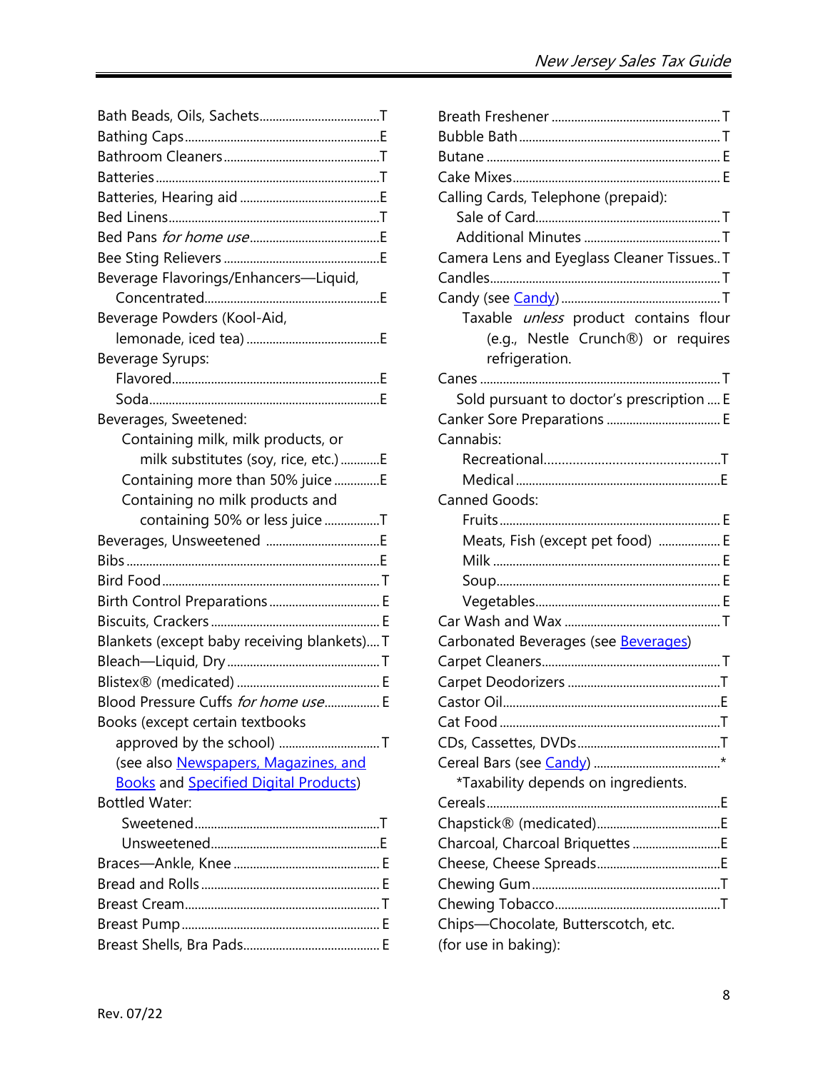Bath Beads, Oils, Sachets....................................T
Bathing Caps...........................................................E
Bathroom Cleaners...............................................T
Batteries..................................................................T
Batteries, Hearing aid ..........................................E
Bed Linens..............................................................T
Bed Pans *for home use*.......................................E
Bee Sting Relievers ...............................................E
Beverage Flavorings/Enhancers—Liquid,
  Concentrated.....................................................E
Beverage Powders (Kool-Aid,
  lemonade, iced tea) ........................................E
Beverage Syrups:
  Flavored.............................................................E
  Soda....................................................................E
Beverages, Sweetened:
  Containing milk, milk products, or
    milk substitutes (soy, rice, etc.) ...........E
  Containing more than 50% juice .............E
  Containing no milk products and
    containing 50% or less juice ................T
Beverages, Unsweetened ..................................E
Bibs ..........................................................................E
Bird Food ................................................................T
Birth Control Preparations ................................. E
Biscuits, Crackers .................................................. E
Blankets (except baby receiving blankets)....T
Bleach—Liquid, Dry ..............................................T
Blistex® (medicated) ........................................... E
Blood Pressure Cuffs *for home use*................. E
Books (except certain textbooks
  approved by the school) ..............................T
  (see also Newspapers, Magazines, and Books and Specified Digital Products)
Bottled Water:
  Sweetened........................................................T
  Unsweetened...................................................E
Braces—Ankle, Knee ............................................ E
Bread and Rolls ..................................................... E
Breast Cream.......................................................... T
Breast Pump ........................................................... E
Breast Shells, Bra Pads......................................... E

Breath Freshener ................................................... T
Bubble Bath ............................................................. T
Butane ...................................................................... E
Cake Mixes............................................................... E
Calling Cards, Telephone (prepaid):
  Sale of Card........................................................ T
  Additional Minutes .......................................... T
Camera Lens and Eyeglass Cleaner Tissues.. T
Candles...................................................................... T
Candy (see Candy) ................................................ T
  Taxable *unless* product contains flour (e.g., Nestle Crunch®) or requires refrigeration.
Canes ........................................................................ T
  Sold pursuant to doctor's prescription .... E
Canker Sore Preparations .................................. E
Cannabis:
  Recreational.......................................................T
  Medical ...............................................................E
Canned Goods:
  Fruits ................................................................... E
  Meats, Fish (except pet food) .................. E
  Milk ..................................................................... E
  Soup..................................................................... E
  Vegetables......................................................... E
Car Wash and Wax ............................................... T
Carbonated Beverages (see Beverages)
Carpet Cleaners......................................................T
Carpet Deodorizers ..............................................T
Castor Oil..................................................................E
Cat Food ...................................................................T
CDs, Cassettes, DVDs............................................T
Cereal Bars (see Candy) .......................................*
  *Taxability depends on ingredients.
Cereals.......................................................................E
Chapstick® (medicated)......................................E
Charcoal, Charcoal Briquettes ...........................E
Cheese, Cheese Spreads......................................E
Chewing Gum .........................................................T
Chewing Tobacco...................................................T
Chips—Chocolate, Butterscotch, etc.
(for use in baking):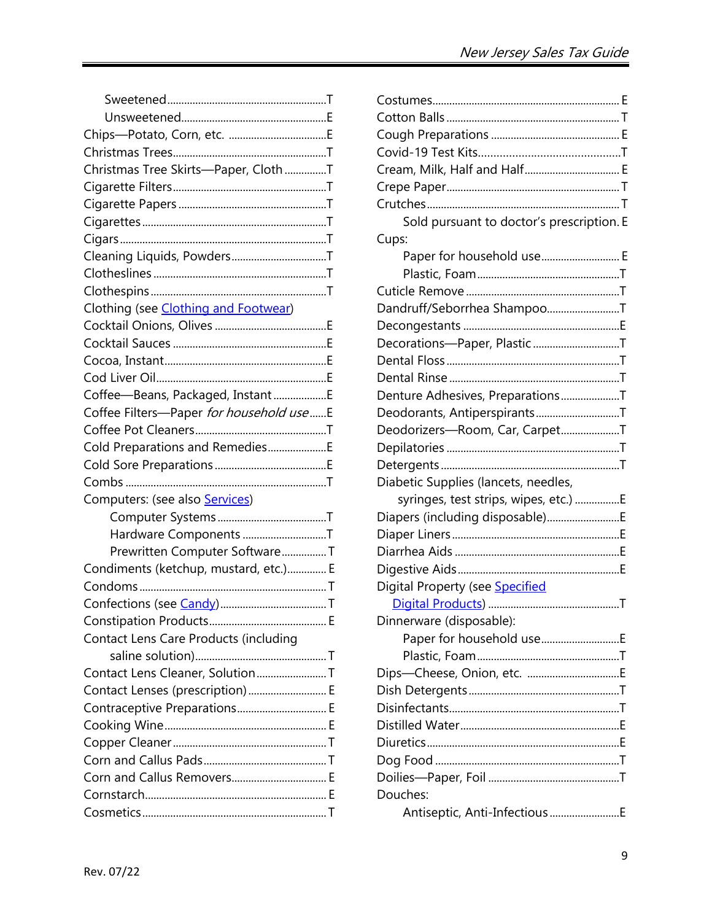Sweetened........................................................T
Unsweetened...................................................E

Chips—Potato, Corn, etc. ..................................E
Christmas Trees......................................................T
Christmas Tree Skirts—Paper, Cloth ..............T
Cigarette Filters......................................................T
Cigarette Papers ....................................................T
Cigarettes .................................................................T
Cigars .........................................................................T
Cleaning Liquids, Powders.................................T
Clotheslines .............................................................T
Clothespins ..............................................................T
Clothing (see Clothing and Footwear)
Cocktail Onions, Olives .......................................E
Cocktail Sauces ......................................................E
Cocoa, Instant..........................................................E
Cod Liver Oil............................................................E
Coffee—Beans, Packaged, Instant ..................E
Coffee Filters—Paper *for household use*......E
Coffee Pot Cleaners..............................................T
Cold Preparations and Remedies....................E
Cold Sore Preparations .......................................E
Combs .......................................................................T
Computers: (see also Services)

Computer Systems......................................T
Hardware Components .............................T
Prewritten Computer Software................T

Condiments (ketchup, mustard, etc.)............. E
Condoms .................................................................. T
Confections (see Candy)..................................... T
Constipation Products......................................... E
Contact Lens Care Products (including saline solution)............................................. T
Contact Lens Cleaner, Solution......................... T
Contact Lenses (prescription)............................ E
Contraceptive Preparations............................... E
Cooking Wine......................................................... E
Copper Cleaner...................................................... T
Corn and Callus Pads........................................... T
Corn and Callus Removers................................. E
Cornstarch................................................................ E
Cosmetics................................................................. T
Costumes................................................................. E
Cotton Balls ............................................................. T
Cough Preparations ............................................. E
Covid-19 Test Kits.............................................T
Cream, Milk, Half and Half................................. E
Crepe Paper............................................................. T
Crutches.................................................................... T

Sold pursuant to doctor's prescription. E

Cups:

Paper for household use........................... E
Plastic, Foam..................................................T

Cuticle Remove ......................................................T
Dandruff/Seborrhea Shampoo.........................T
Decongestants .......................................................E
Decorations—Paper, Plastic ..............................T
Dental Floss ..............................................................T
Dental Rinse ............................................................T
Denture Adhesives, Preparations....................T
Deodorants, Antiperspirants.............................T
Deodorizers—Room, Car, Carpet....................T
Depilatories .............................................................T
Detergents ...............................................................T
Diabetic Supplies (lancets, needles, syringes, test strips, wipes, etc.) ................E
Diapers (including disposable).........................E
Diaper Liners ...........................................................E
Diarrhea Aids ..........................................................E
Digestive Aids .........................................................E
Digital Property (see Specified Digital Products) ..............................................T
Dinnerware (disposable):

Paper for household use...........................E
Plastic, Foam..................................................T

Dips—Cheese, Onion, etc. ................................E
Dish Detergents .....................................................T
Disinfectants............................................................T
Distilled Water........................................................E
Diuretics....................................................................E
Dog Food .................................................................T
Doilies—Paper, Foil ..............................................T
Douches:

Antiseptic, Anti-Infectious........................E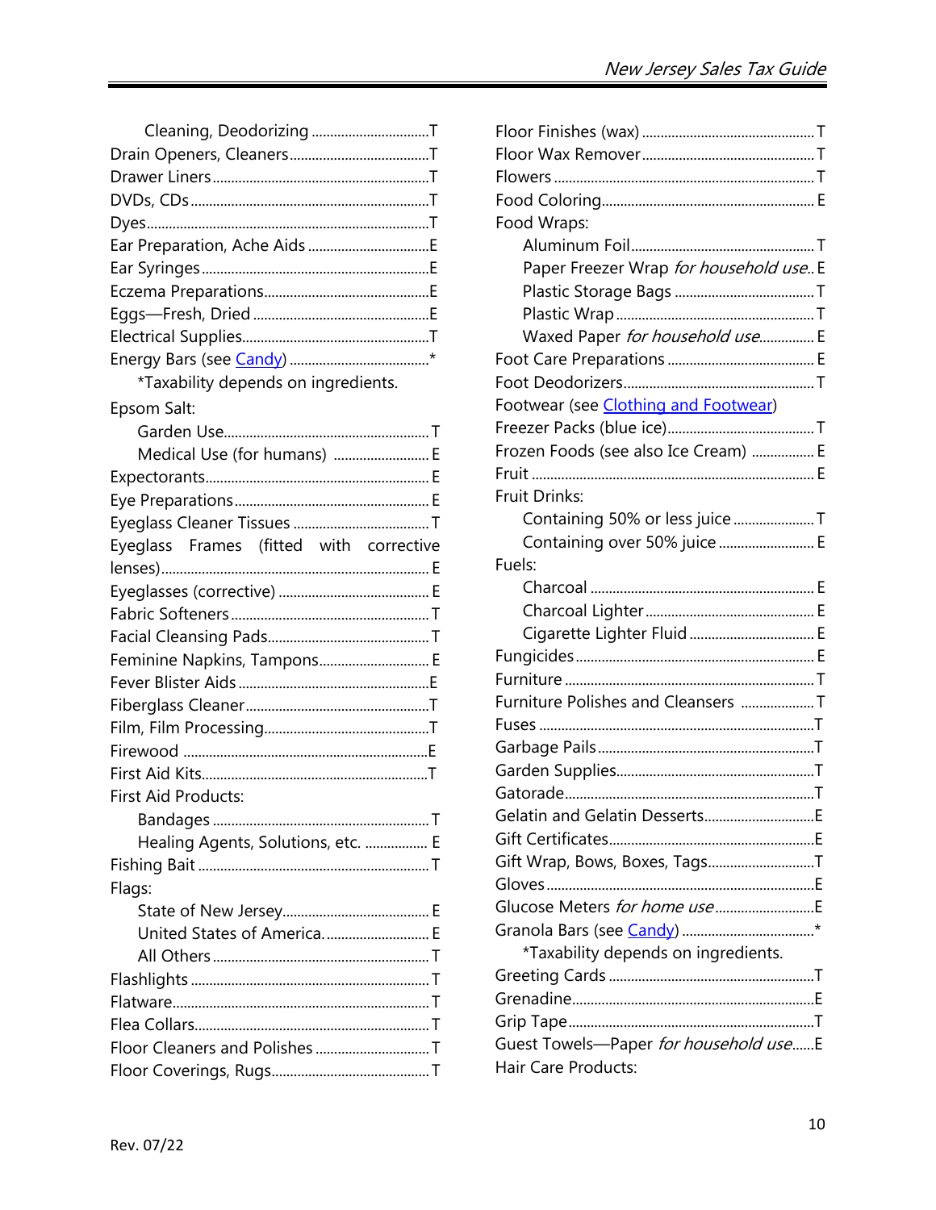Cleaning, Deodorizing ............................... T
Drain Openers, Cleaners ............................... T
Drawer Liners ............................... T
DVDs, CDs ............................... T
Dyes ............................... T
Ear Preparation, Ache Aids ............................... E
Ear Syringes ............................... E
Eczema Preparations ............................... E
Eggs—Fresh, Dried ............................... E
Electrical Supplies ............................... T
Energy Bars (see Candy) ............................... *

*Taxability depends on ingredients.

Epsom Salt:

- Garden Use ............................... T
- Medical Use (for humans) ............................... E

Expectorants ............................... E
Eye Preparations ............................... E
Eyeglass Cleaner Tissues ............................... T
Eyeglass Frames (fitted with corrective lenses) ............................... E
Eyeglasses (corrective) ............................... E
Fabric Softeners ............................... T
Facial Cleansing Pads ............................... T
Feminine Napkins, Tampons ............................... E
Fever Blister Aids ............................... E
Fiberglass Cleaner ............................... T
Film, Film Processing ............................... T
Firewood ............................... E
First Aid Kits ............................... T
First Aid Products:

- Bandages ............................... T
- Healing Agents, Solutions, etc. ............................... E

Fishing Bait ............................... T
Flags:

- State of New Jersey ............................... E
- United States of America ............................... E
- All Others ............................... T

Flashlights ............................... T
Flatware ............................... T
Flea Collars ............................... T
Floor Cleaners and Polishes ............................... T
Floor Coverings, Rugs ............................... T
Floor Finishes (wax) ............................... T
Floor Wax Remover ............................... T
Flowers ............................... T
Food Coloring ............................... E
Food Wraps:

- Aluminum Foil ............................... T
- Paper Freezer Wrap *for household use*.. E
- Plastic Storage Bags ............................... T
- Plastic Wrap ............................... T
- Waxed Paper *for household use* ............................... E

Foot Care Preparations ............................... E
Foot Deodorizers ............................... T
Footwear (see Clothing and Footwear)
Freezer Packs (blue ice) ............................... T
Frozen Foods (see also Ice Cream) ............................... E
Fruit ............................... E
Fruit Drinks:

- Containing 50% or less juice ............................... T
- Containing over 50% juice ............................... E

Fuels:

- Charcoal ............................... E
- Charcoal Lighter ............................... E
- Cigarette Lighter Fluid ............................... E

Fungicides ............................... E
Furniture ............................... T
Furniture Polishes and Cleansers ............................... T
Fuses ............................... T
Garbage Pails ............................... T
Garden Supplies ............................... T
Gatorade ............................... T
Gelatin and Gelatin Desserts ............................... E
Gift Certificates ............................... E
Gift Wrap, Bows, Boxes, Tags ............................... T
Gloves ............................... E
Glucose Meters *for home use* ............................... E
Granola Bars (see Candy) ............................... *

*Taxability depends on ingredients.

Greeting Cards ............................... T
Grenadine ............................... E
Grip Tape ............................... T
Guest Towels—Paper *for household use* ...... E
Hair Care Products: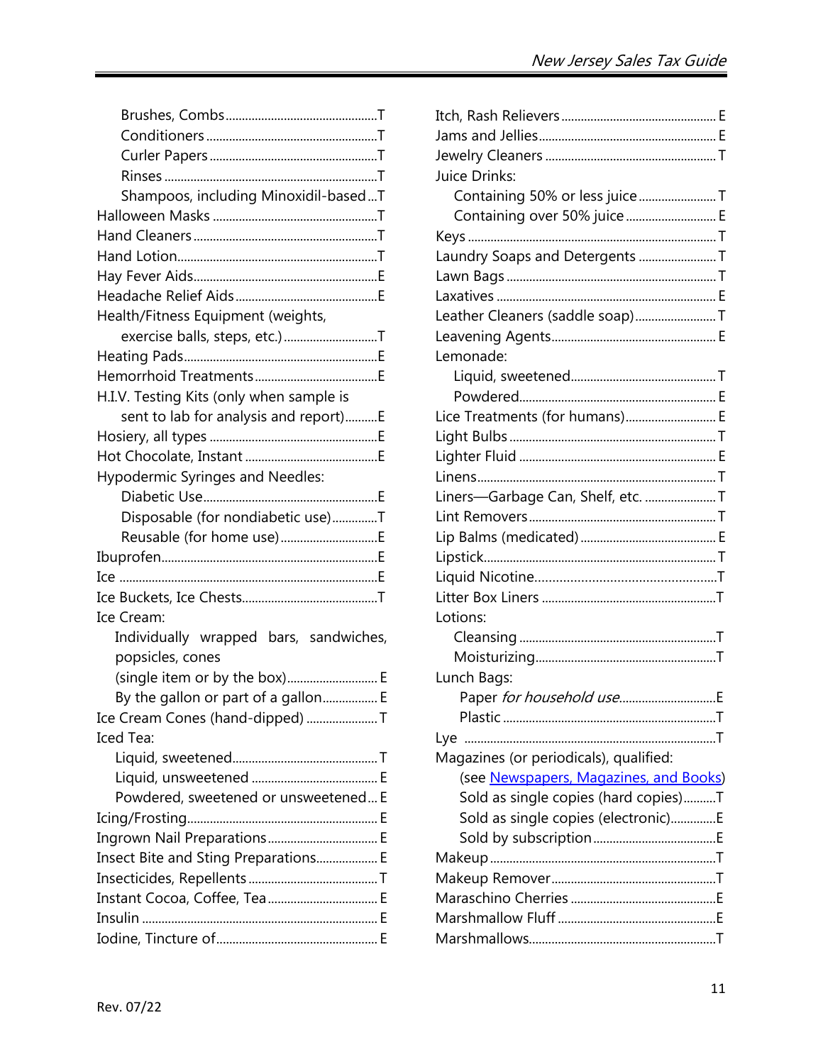- Brushes, Combs ........ T
- Conditioners ........ T
- Curler Papers ........ T
- Rinses ........ T
- Shampoos, including Minoxidil-based ... T

Halloween Masks ........ T

Hand Cleaners ........ T

Hand Lotion ........ T

Hay Fever Aids ........ E

Headache Relief Aids ........ E

Health/Fitness Equipment (weights, exercise balls, steps, etc.) ........ T

Heating Pads ........ E

Hemorrhoid Treatments ........ E

H.I.V. Testing Kits (only when sample is sent to lab for analysis and report) ........ E

Hosiery, all types ........ E

Hot Chocolate, Instant ........ E

Hypodermic Syringes and Needles:

- Diabetic Use ........ E
- Disposable (for nondiabetic use) ........ T
- Reusable (for home use) ........ E

Ibuprofen ........ E

Ice ........ E

Ice Buckets, Ice Chests ........ T

Ice Cream:

- Individually wrapped bars, sandwiches, popsicles, cones (single item or by the box) ........ E
- By the gallon or part of a gallon ........ E

Ice Cream Cones (hand-dipped) ........ T

Iced Tea:

- Liquid, sweetened ........ T
- Liquid, unsweetened ........ E
- Powdered, sweetened or unsweetened ... E

Icing/Frosting ........ E

Ingrown Nail Preparations ........ E

Insect Bite and Sting Preparations ........ E

Insecticides, Repellents ........ T

Instant Cocoa, Coffee, Tea ........ E

Insulin ........ E

Iodine, Tincture of ........ E

Itch, Rash Relievers ........ E

Jams and Jellies ........ E

Jewelry Cleaners ........ T

Juice Drinks:

- Containing 50% or less juice ........ T
- Containing over 50% juice ........ E

Keys ........ T

Laundry Soaps and Detergents ........ T

Lawn Bags ........ T

Laxatives ........ E

Leather Cleaners (saddle soap) ........ T

Leavening Agents ........ E

Lemonade:

- Liquid, sweetened ........ T
- Powdered ........ E

Lice Treatments (for humans) ........ E

Light Bulbs ........ T

Lighter Fluid ........ E

Linens ........ T

Liners—Garbage Can, Shelf, etc. ........ T

Lint Removers ........ T

Lip Balms (medicated) ........ E

Lipstick ........ T

Liquid Nicotine ........ T

Litter Box Liners ........ T

Lotions:

- Cleansing ........ T
- Moisturizing ........ T

Lunch Bags:

- Paper *for household use* ........ E
- Plastic ........ T

Lye ........ T

Magazines (or periodicals), qualified:

- (see [Newspapers, Magazines, and Books](#))
- Sold as single copies (hard copies) ........ T
- Sold as single copies (electronic) ........ E
- Sold by subscription ........ E

Makeup ........ T

Makeup Remover ........ T

Maraschino Cherries ........ E

Marshmallow Fluff ........ E

Marshmallows ........ T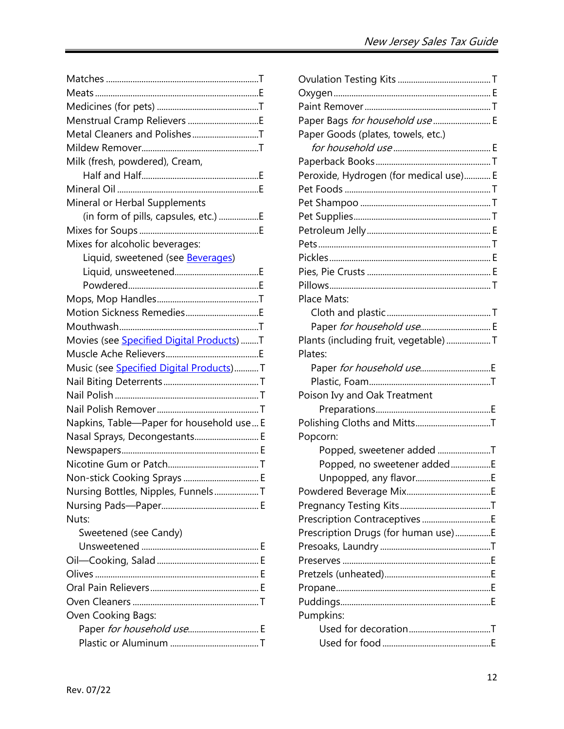Matches ............................................................T
Meats ..................................................................E
Medicines (for pets) .............................................T
Menstrual Cramp Relievers ...............................E
Metal Cleaners and Polishes .............................T
Mildew Remover....................................................T
Milk (fresh, powdered), Cream,
  Half and Half.....................................................E
Mineral Oil ...............................................................E
Mineral or Herbal Supplements
  (in form of pills, capsules, etc.) .................E
Mixes for Soups .....................................................E
Mixes for alcoholic beverages:
  Liquid, sweetened (see Beverages)
  Liquid, unsweetened.....................................E
  Powdered.........................................................E
Mops, Mop Handles.............................................T
Motion Sickness Remedies................................E
Mouthwash.............................................................T
Movies (see Specified Digital Products) ........T
Muscle Ache Relievers.........................................E
Music (see Specified Digital Products)...........T
Nail Biting Deterrents..........................................T
Nail Polish ..............................................................T
Nail Polish Remover .............................................T
Napkins, Table—Paper for household use... E
Nasal Sprays, Decongestants............................ E
Newspapers............................................................ E
Nicotine Gum or Patch........................................T
Non-stick Cooking Sprays ................................. E
Nursing Bottles, Nipples, Funnels....................T
Nursing Pads—Paper........................................... E
Nuts:
  Sweetened (see Candy)
  Unsweetened .................................................... E
Oil—Cooking, Salad ............................................. E
Olives ....................................................................... E
Oral Pain Relievers ................................................ E
Oven Cleaners .......................................................T
Oven Cooking Bags:
  Paper *for household use*................................ E
  Plastic or Aluminum .......................................T

Ovulation Testing Kits .........................................T
Oxygen ..................................................................... E
Paint Remover ........................................................T
Paper Bags *for household use* .......................... E
Paper Goods (plates, towels, etc.)
  *for household use* ............................................ E
Paperback Books ...................................................T
Peroxide, Hydrogen (for medical use)............ E
Pet Foods ................................................................T
Pet Shampoo ..........................................................T
Pet Supplies.............................................................T
Petroleum Jelly...................................................... E
Pets ............................................................................T
Pickles....................................................................... E
Pies, Pie Crusts ....................................................... E
Pillows.......................................................................T
Place Mats:
  Cloth and plastic ..............................................T
  Paper *for household use*.............................. E
Plants (including fruit, vegetable) ...................T
Plates:
  Paper *for household use*...............................E
  Plastic, Foam......................................................T
Poison Ivy and Oak Treatment
  Preparations...................................................E
Polishing Cloths and Mitts.................................T
Popcorn:
  Popped, sweetener added .......................T
  Popped, no sweetener added.................E
  Unpopped, any flavor.................................E
Powdered Beverage Mix.....................................E
Pregnancy Testing Kits........................................T
Prescription Contraceptives ..............................E
Prescription Drugs (for human use)................E
Presoaks, Laundry ................................................T
Preserves .................................................................E
Pretzels (unheated)...............................................E
Propane....................................................................E
Puddings..................................................................E
Pumpkins:
  Used for decoration....................................T
  Used for food ...............................................E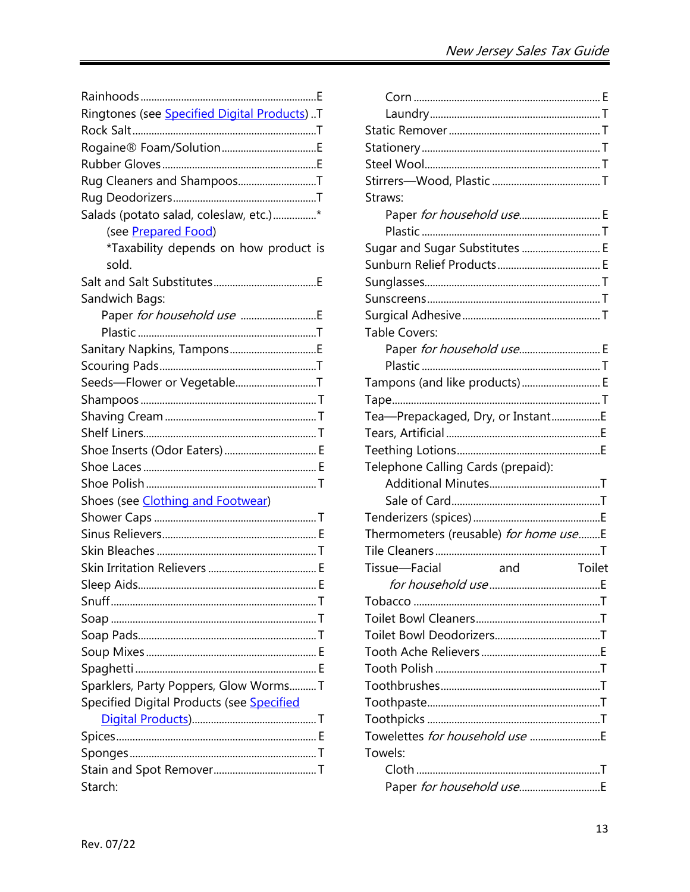Rainhoods ........................................................... E
Ringtones (see Specified Digital Products) .. T
Rock Salt ........................................................... T
Rogaine® Foam/Solution ................................ E
Rubber Gloves .................................................. E
Rug Cleaners and Shampoos ........................... T
Rug Deodorizers ............................................... T
Salads (potato salad, coleslaw, etc.) ................ *
    (see Prepared Food)
    *Taxability depends on how product is sold.
Salt and Salt Substitutes ................................. E
Sandwich Bags:
    Paper *for household use* .......................... E
    Plastic ........................................................... T
Sanitary Napkins, Tampons ............................ E
Scouring Pads ................................................... T
Seeds—Flower or Vegetable ............................ T
Shampoos ......................................................... T
Shaving Cream ................................................. T
Shelf Liners ....................................................... T
Shoe Inserts (Odor Eaters) .............................. E
Shoe Laces ........................................................ E
Shoe Polish ....................................................... T
Shoes (see Clothing and Footwear)
Shower Caps ..................................................... T
Sinus Relievers ................................................. E
Skin Bleaches .................................................... T
Skin Irritation Relievers ................................... E
Sleep Aids .......................................................... E
Snuff .................................................................. T
Soap .................................................................. T
Soap Pads .......................................................... T
Soup Mixes ........................................................ E
Spaghetti ........................................................... E
Sparklers, Party Poppers, Glow Worms .......... T
Specified Digital Products (see Specified Digital Products) .......................................... T
Spices ................................................................ E
Sponges ............................................................. T
Stain and Spot Remover .................................. T
Starch:
    Corn ............................................................. E
    Laundry ........................................................ T
Static Remover ................................................. T
Stationery .......................................................... T
Steel Wool ......................................................... T
Stirrers—Wood, Plastic .................................... T
Straws:
    Paper *for household use* .......................... E
    Plastic ........................................................... T
Sugar and Sugar Substitutes ........................... E
Sunburn Relief Products .................................. E
Sunglasses ......................................................... T
Sunscreens ........................................................ T
Surgical Adhesive ............................................. T
Table Covers:
    Paper *for household use* .......................... E
    Plastic ........................................................... T
Tampons (and like products) ........................... E
Tape ................................................................... T
Tea—Prepackaged, Dry, or Instant .................. E
Tears, Artificial ................................................. E
Teething Lotions ............................................... E
Telephone Calling Cards (prepaid):
    Additional Minutes ....................................... T
    Sale of Card .................................................. T
Tenderizers (spices) .......................................... E
Thermometers (reusable) *for home use* ........ E
Tile Cleaners ..................................................... T
Tissue—Facial and Toilet
    *for household use* ...................................... E
Tobacco ............................................................. T
Toilet Bowl Cleaners ........................................ T
Toilet Bowl Deodorizers .................................. T
Tooth Ache Relievers ........................................ E
Tooth Polish ...................................................... T
Toothbrushes ..................................................... T
Toothpaste ......................................................... T
Toothpicks ......................................................... T
Towelettes *for household use* ........................ E
Towels:
    Cloth ............................................................. T
    Paper *for household use* .......................... E

Rev. 07/22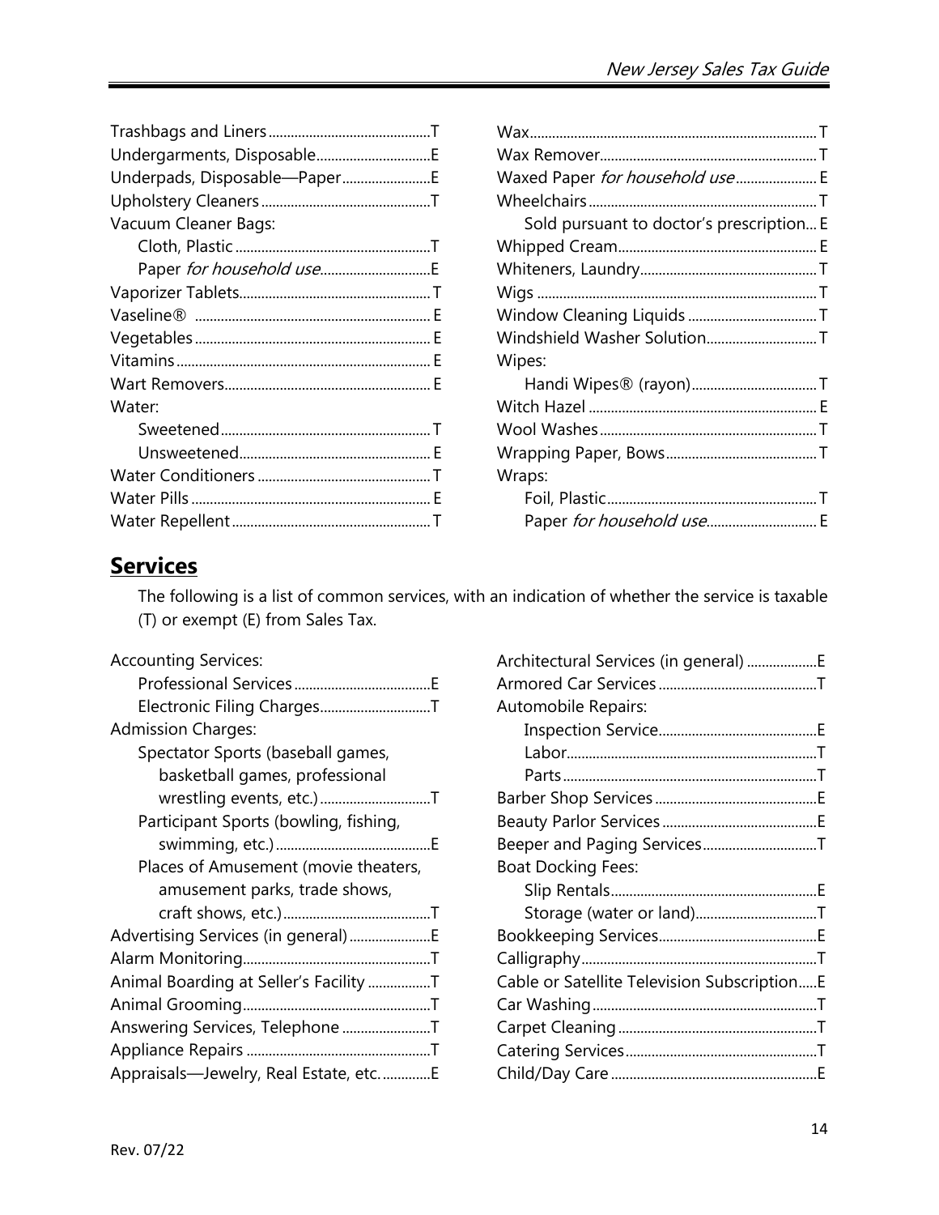| Item | Status |
|---|---|
| Trashbags and Liners | T |
| Undergarments, Disposable | E |
| Underpads, Disposable—Paper | E |
| Upholstery Cleaners | T |
| Vacuum Cleaner Bags: | |
| Cloth, Plastic | T |
| Paper *for household use* | E |
| Vaporizer Tablets | T |
| Vaseline® | E |
| Vegetables | E |
| Vitamins | E |
| Wart Removers | E |
| Water: | |
| Sweetened | T |
| Unsweetened | E |
| Water Conditioners | T |
| Water Pills | E |
| Water Repellent | T |
| Wax | T |
| Wax Remover | T |
| Waxed Paper *for household use* | E |
| Wheelchairs | T |
| Sold pursuant to doctor's prescription | E |
| Whipped Cream | E |
| Whiteners, Laundry | T |
| Wigs | T |
| Window Cleaning Liquids | T |
| Windshield Washer Solution | T |
| Wipes: | |
| Handi Wipes® (rayon) | T |
| Witch Hazel | E |
| Wool Washes | T |
| Wrapping Paper, Bows | T |
| Wraps: | |
| Foil, Plastic | T |
| Paper *for household use* | E |

## Services

The following is a list of common services, with an indication of whether the service is taxable (T) or exempt (E) from Sales Tax.

| Service | Status |
|---|---|
| Accounting Services: | |
| Professional Services | E |
| Electronic Filing Charges | T |
| Admission Charges: | |
| Spectator Sports (baseball games, basketball games, professional wrestling events, etc.) | T |
| Participant Sports (bowling, fishing, swimming, etc.) | E |
| Places of Amusement (movie theaters, amusement parks, trade shows, craft shows, etc.) | T |
| Advertising Services (in general) | E |
| Alarm Monitoring | T |
| Animal Boarding at Seller's Facility | T |
| Animal Grooming | T |
| Answering Services, Telephone | T |
| Appliance Repairs | T |
| Appraisals—Jewelry, Real Estate, etc. | E |
| Architectural Services (in general) | E |
| Armored Car Services | T |
| Automobile Repairs: | |
| Inspection Service | E |
| Labor | T |
| Parts | T |
| Barber Shop Services | E |
| Beauty Parlor Services | E |
| Beeper and Paging Services | T |
| Boat Docking Fees: | |
| Slip Rentals | E |
| Storage (water or land) | T |
| Bookkeeping Services | E |
| Calligraphy | T |
| Cable or Satellite Television Subscription | E |
| Car Washing | T |
| Carpet Cleaning | T |
| Catering Services | T |
| Child/Day Care | E |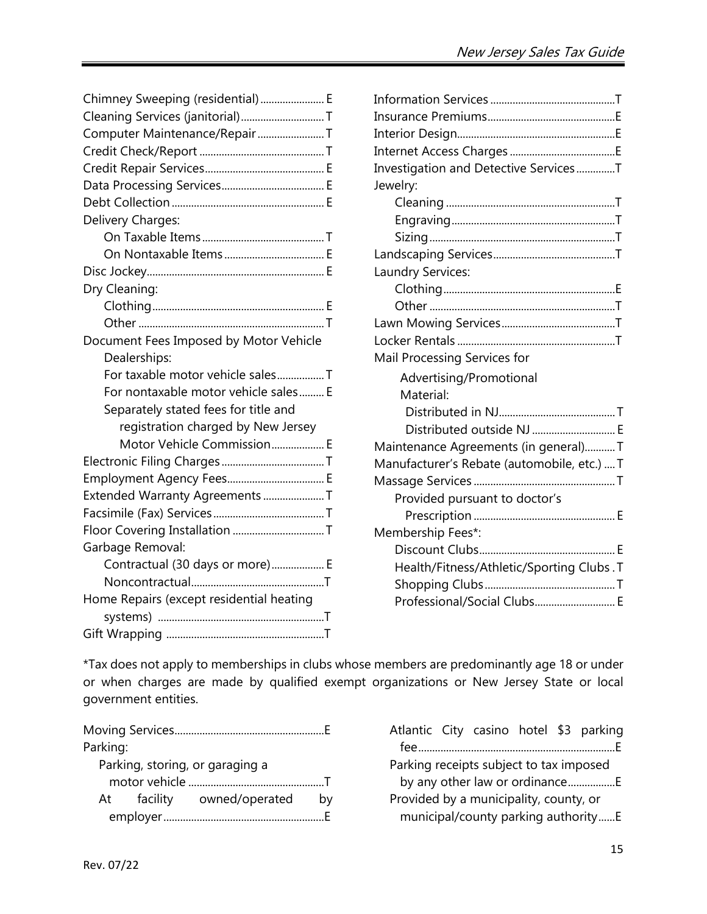Chimney Sweeping (residential) ....................... E
Cleaning Services (janitorial) .............................. T
Computer Maintenance/Repair ........................ T
Credit Check/Report ............................................. T
Credit Repair Services ........................................... E
Data Processing Services ..................................... E
Debt Collection ....................................................... E
Delivery Charges:
- On Taxable Items ............................................ T
- On Nontaxable Items .................................... E

Disc Jockey ............................................................... E
Dry Cleaning:
- Clothing .............................................................. E
- Other ................................................................... T

Document Fees Imposed by Motor Vehicle Dealerships:
- For taxable motor vehicle sales ................. T
- For nontaxable motor vehicle sales ......... E
- Separately stated fees for title and registration charged by New Jersey Motor Vehicle Commission ................... E

Electronic Filing Charges ..................................... T
Employment Agency Fees ................................... E
Extended Warranty Agreements ...................... T
Facsimile (Fax) Services ........................................ T
Floor Covering Installation ................................. T
Garbage Removal:
- Contractual (30 days or more) ................... E
- Noncontractual ................................................ T

Home Repairs (except residential heating systems) ............................................................ T
Gift Wrapping ......................................................... T
Information Services ............................................ T
Insurance Premiums ............................................. E
Interior Design ........................................................ E
Internet Access Charges ...................................... E
Investigation and Detective Services .............. T
Jewelry:
- Cleaning ............................................................. T
- Engraving ........................................................... T
- Sizing .................................................................. T

Landscaping Services ............................................ T
Laundry Services:
- Clothing .............................................................. E
- Other ................................................................... T

Lawn Mowing Services ......................................... T
Locker Rentals ......................................................... T
Mail Processing Services for Advertising/Promotional Material:
- Distributed in NJ .......................................... T
- Distributed outside NJ .............................. E

Maintenance Agreements (in general) ........... T
Manufacturer's Rebate (automobile, etc.) .... T
Massage Services ................................................... T
- Provided pursuant to doctor's Prescription ................................................... E

Membership Fees*:
- Discount Clubs ................................................. E
- Health/Fitness/Athletic/Sporting Clubs . T
- Shopping Clubs ............................................... T
- Professional/Social Clubs ............................. E

*Tax does not apply to memberships in clubs whose members are predominantly age 18 or under or when charges are made by qualified exempt organizations or New Jersey State or local government entities.

Moving Services ...................................................... E
Parking:
- Parking, storing, or garaging a motor vehicle ................................................. T
- At facility owned/operated by employer .......................................................... E
- Atlantic City casino hotel $3 parking fee ...................................................................... E
- Parking receipts subject to tax imposed by any other law or ordinance ................. E
- Provided by a municipality, county, or municipal/county parking authority ...... E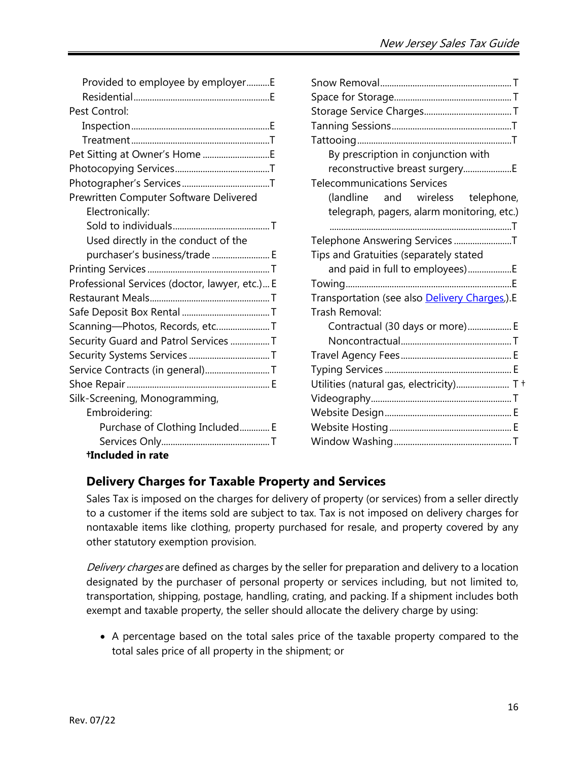Provided to employee by employer..........E
Residential..........E

Pest Control:
Inspection..........E
Treatment..........T

Pet Sitting at Owner's Home..........E

Photocopying Services..........T

Photographer's Services..........T

Prewritten Computer Software Delivered Electronically:
Sold to individuals..........T
Used directly in the conduct of the purchaser's business/trade..........E

Printing Services..........T

Professional Services (doctor, lawyer, etc.)... E

Restaurant Meals..........T

Safe Deposit Box Rental..........T

Scanning—Photos, Records, etc...........T

Security Guard and Patrol Services..........T

Security Systems Services..........T

Service Contracts (in general)..........T

Shoe Repair..........E

Silk-Screening, Monogramming, Embroidering:
Purchase of Clothing Included..........E
Services Only..........T

**†Included in rate**

Snow Removal..........T

Space for Storage..........T

Storage Service Charges..........T

Tanning Sessions..........T

Tattooing..........T
By prescription in conjunction with reconstructive breast surgery..........E

Telecommunications Services (landline and wireless telephone, telegraph, pagers, alarm monitoring, etc.)..........T

Telephone Answering Services..........T

Tips and Gratuities (separately stated and paid in full to employees)..........E

Towing..........E

Transportation (see also Delivery Charges).E

Trash Removal:
Contractual (30 days or more)..........E
Noncontractual..........T

Travel Agency Fees..........E

Typing Services..........E

Utilities (natural gas, electricity).......... T †

Videography..........T

Website Design..........E

Website Hosting..........E

Window Washing..........T

## Delivery Charges for Taxable Property and Services

Sales Tax is imposed on the charges for delivery of property (or services) from a seller directly to a customer if the items sold are subject to tax. Tax is not imposed on delivery charges for nontaxable items like clothing, property purchased for resale, and property covered by any other statutory exemption provision.

*Delivery charges* are defined as charges by the seller for preparation and delivery to a location designated by the purchaser of personal property or services including, but not limited to, transportation, shipping, postage, handling, crating, and packing. If a shipment includes both exempt and taxable property, the seller should allocate the delivery charge by using:

- A percentage based on the total sales price of the taxable property compared to the total sales price of all property in the shipment; or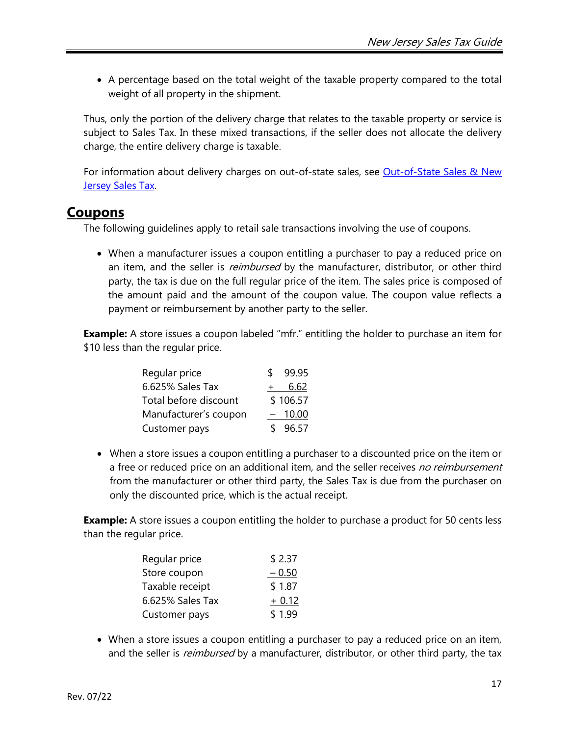- A percentage based on the total weight of the taxable property compared to the total weight of all property in the shipment.

Thus, only the portion of the delivery charge that relates to the taxable property or service is subject to Sales Tax. In these mixed transactions, if the seller does not allocate the delivery charge, the entire delivery charge is taxable.

For information about delivery charges on out-of-state sales, see [Out-of-State Sales & New Jersey Sales Tax](#).

## Coupons

The following guidelines apply to retail sale transactions involving the use of coupons.

- When a manufacturer issues a coupon entitling a purchaser to pay a reduced price on an item, and the seller is *reimbursed* by the manufacturer, distributor, or other third party, the tax is due on the full regular price of the item. The sales price is composed of the amount paid and the amount of the coupon value. The coupon value reflects a payment or reimbursement by another party to the seller.

**Example:** A store issues a coupon labeled "mfr." entitling the holder to purchase an item for $10 less than the regular price.

| | |
|---|---|
| Regular price | $ 99.95 |
| 6.625% Sales Tax | + 6.62 |
| Total before discount | $ 106.57 |
| Manufacturer's coupon | – 10.00 |
| Customer pays | $ 96.57 |

- When a store issues a coupon entitling a purchaser to a discounted price on the item or a free or reduced price on an additional item, and the seller receives *no reimbursement* from the manufacturer or other third party, the Sales Tax is due from the purchaser on only the discounted price, which is the actual receipt.

**Example:** A store issues a coupon entitling the holder to purchase a product for 50 cents less than the regular price.

| | |
|---|---|
| Regular price | $ 2.37 |
| Store coupon | – 0.50 |
| Taxable receipt | $ 1.87 |
| 6.625% Sales Tax | + 0.12 |
| Customer pays | $ 1.99 |

- When a store issues a coupon entitling a purchaser to pay a reduced price on an item, and the seller is *reimbursed* by a manufacturer, distributor, or other third party, the tax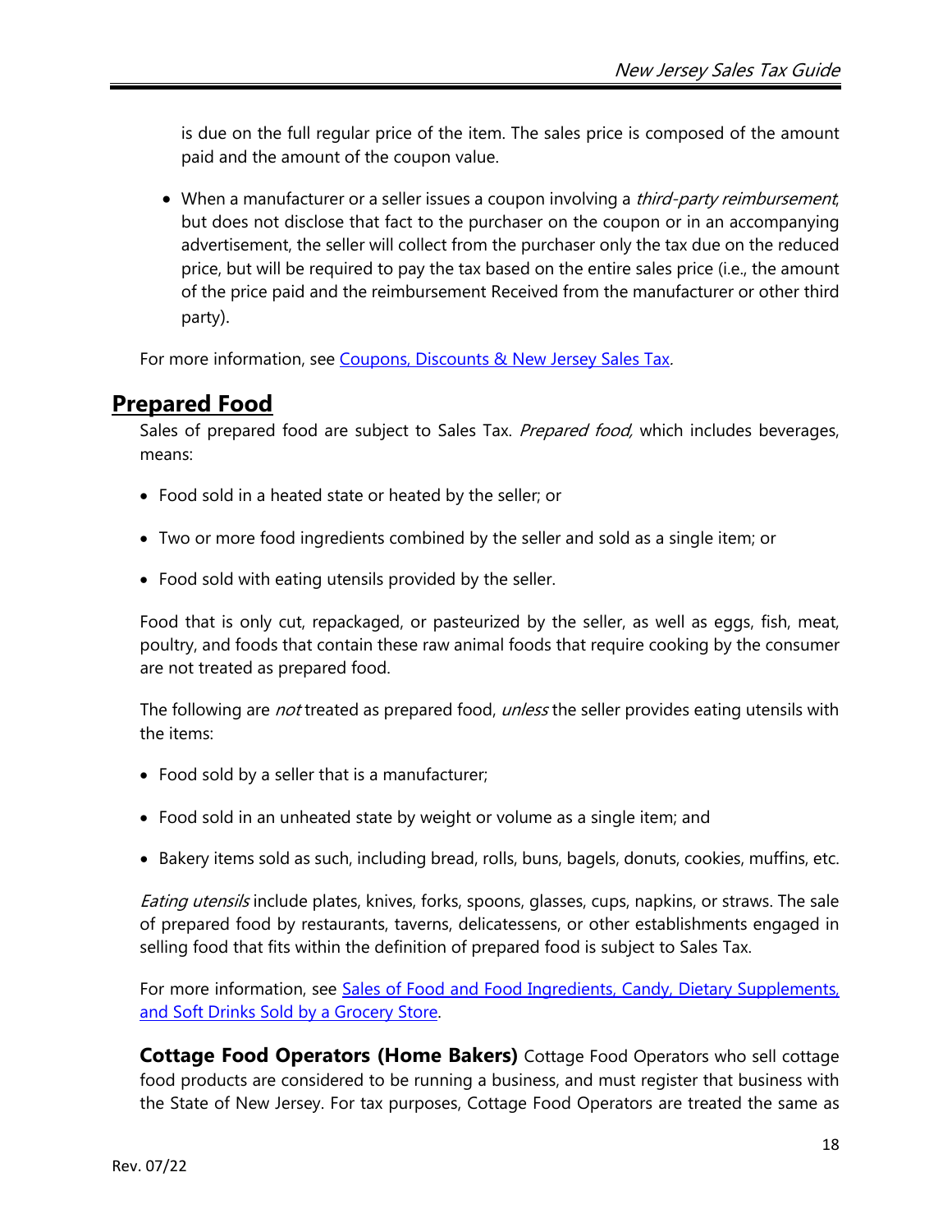is due on the full regular price of the item. The sales price is composed of the amount paid and the amount of the coupon value.

- When a manufacturer or a seller issues a coupon involving a *third-party reimbursement*, but does not disclose that fact to the purchaser on the coupon or in an accompanying advertisement, the seller will collect from the purchaser only the tax due on the reduced price, but will be required to pay the tax based on the entire sales price (i.e., the amount of the price paid and the reimbursement Received from the manufacturer or other third party).

For more information, see [Coupons, Discounts & New Jersey Sales Tax](#).

## Prepared Food

Sales of prepared food are subject to Sales Tax. *Prepared food,* which includes beverages, means:

- Food sold in a heated state or heated by the seller; or
- Two or more food ingredients combined by the seller and sold as a single item; or
- Food sold with eating utensils provided by the seller.

Food that is only cut, repackaged, or pasteurized by the seller, as well as eggs, fish, meat, poultry, and foods that contain these raw animal foods that require cooking by the consumer are not treated as prepared food.

The following are *not* treated as prepared food, *unless* the seller provides eating utensils with the items:

- Food sold by a seller that is a manufacturer;
- Food sold in an unheated state by weight or volume as a single item; and
- Bakery items sold as such, including bread, rolls, buns, bagels, donuts, cookies, muffins, etc.

*Eating utensils* include plates, knives, forks, spoons, glasses, cups, napkins, or straws. The sale of prepared food by restaurants, taverns, delicatessens, or other establishments engaged in selling food that fits within the definition of prepared food is subject to Sales Tax.

For more information, see [Sales of Food and Food Ingredients, Candy, Dietary Supplements, and Soft Drinks Sold by a Grocery Store](#).

**Cottage Food Operators (Home Bakers)** Cottage Food Operators who sell cottage food products are considered to be running a business, and must register that business with the State of New Jersey. For tax purposes, Cottage Food Operators are treated the same as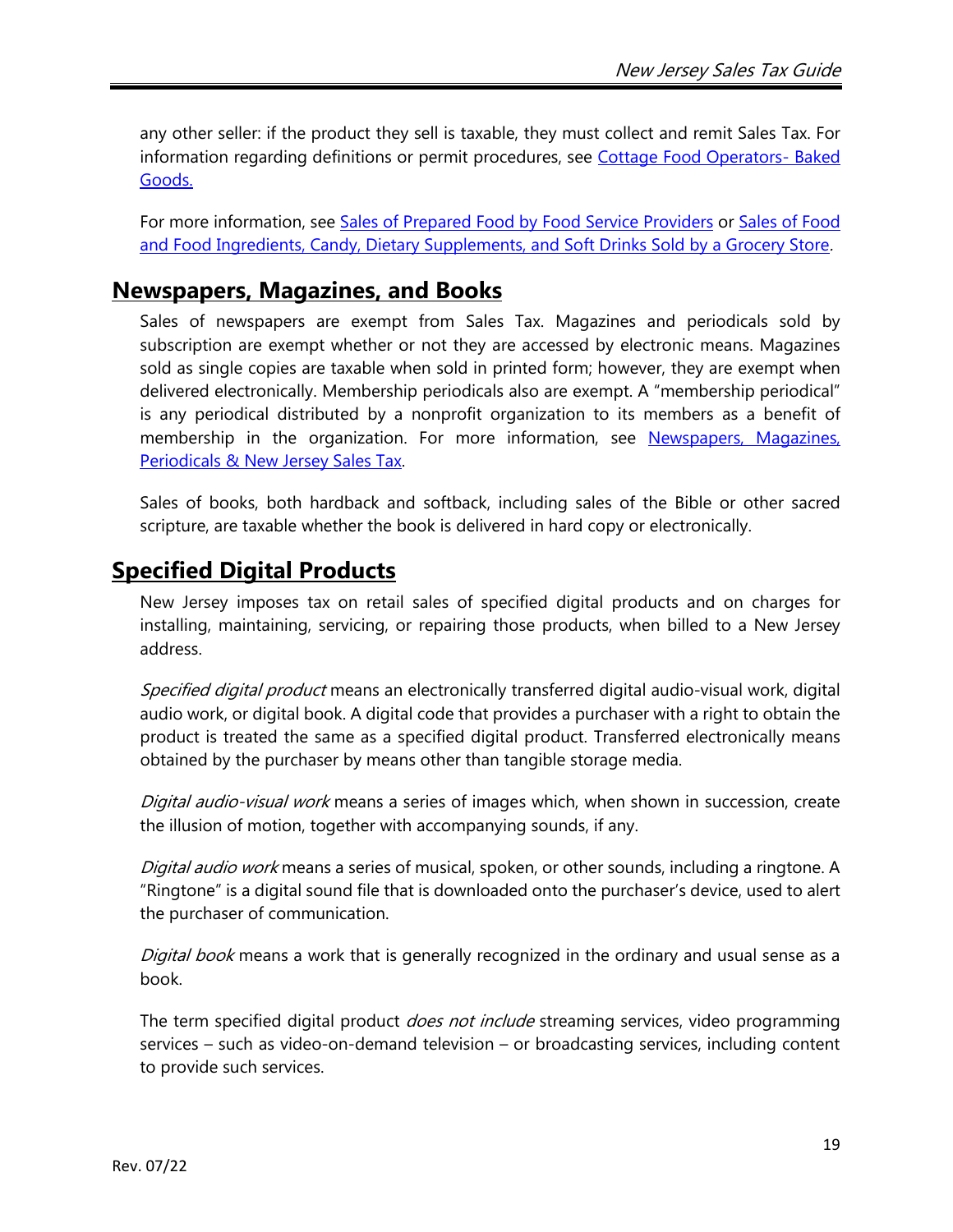any other seller: if the product they sell is taxable, they must collect and remit Sales Tax. For information regarding definitions or permit procedures, see [Cottage Food Operators- Baked Goods.]()

For more information, see [Sales of Prepared Food by Food Service Providers]() or [Sales of Food and Food Ingredients, Candy, Dietary Supplements, and Soft Drinks Sold by a Grocery Store]().

## Newspapers, Magazines, and Books

Sales of newspapers are exempt from Sales Tax. Magazines and periodicals sold by subscription are exempt whether or not they are accessed by electronic means. Magazines sold as single copies are taxable when sold in printed form; however, they are exempt when delivered electronically. Membership periodicals also are exempt. A "membership periodical" is any periodical distributed by a nonprofit organization to its members as a benefit of membership in the organization. For more information, see [Newspapers, Magazines, Periodicals & New Jersey Sales Tax]().

Sales of books, both hardback and softback, including sales of the Bible or other sacred scripture, are taxable whether the book is delivered in hard copy or electronically.

## Specified Digital Products

New Jersey imposes tax on retail sales of specified digital products and on charges for installing, maintaining, servicing, or repairing those products, when billed to a New Jersey address.

*Specified digital product* means an electronically transferred digital audio-visual work, digital audio work, or digital book. A digital code that provides a purchaser with a right to obtain the product is treated the same as a specified digital product. Transferred electronically means obtained by the purchaser by means other than tangible storage media.

*Digital audio-visual work* means a series of images which, when shown in succession, create the illusion of motion, together with accompanying sounds, if any.

*Digital audio work* means a series of musical, spoken, or other sounds, including a ringtone. A "Ringtone" is a digital sound file that is downloaded onto the purchaser's device, used to alert the purchaser of communication.

*Digital book* means a work that is generally recognized in the ordinary and usual sense as a book.

The term specified digital product *does not include* streaming services, video programming services – such as video-on-demand television – or broadcasting services, including content to provide such services.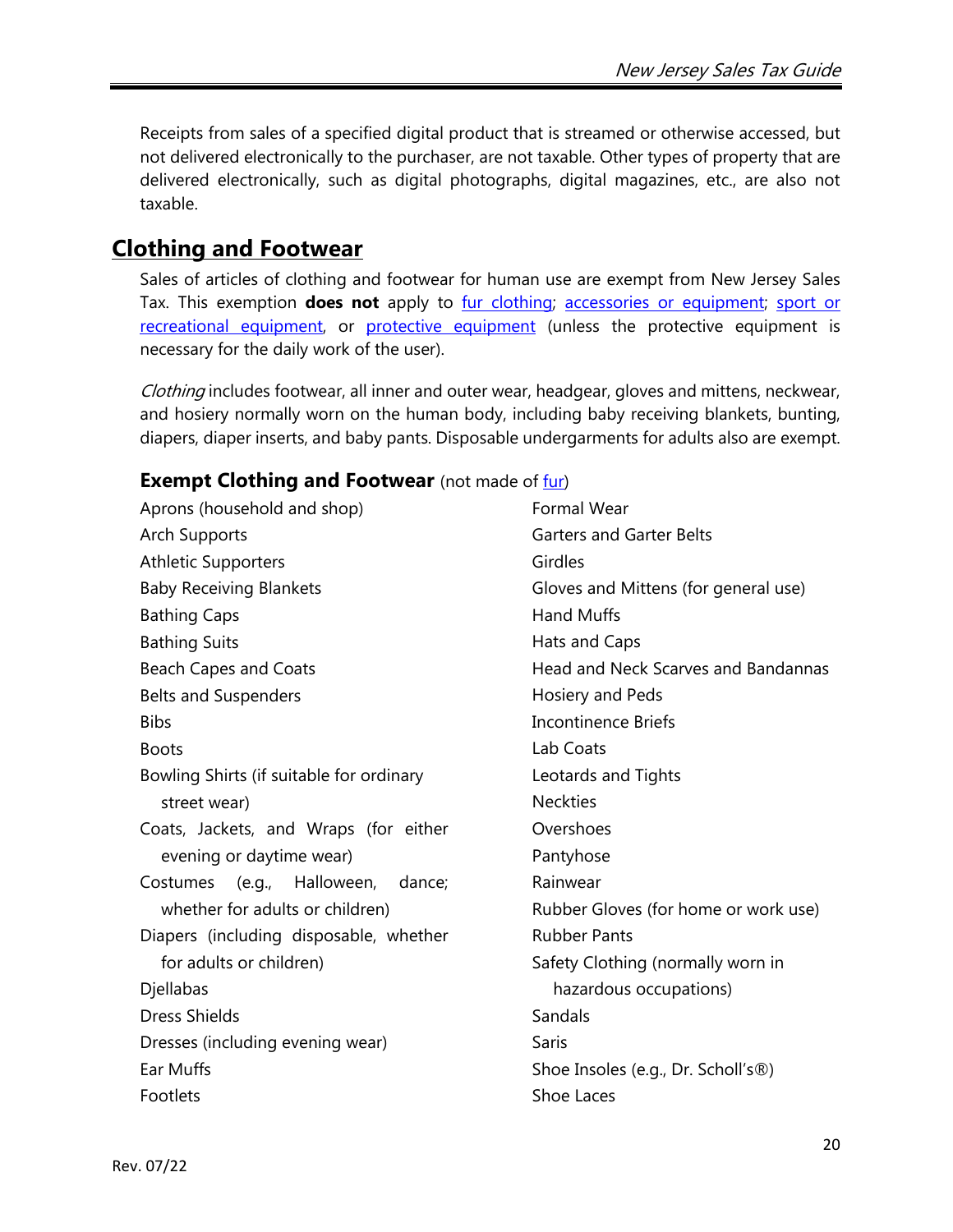Receipts from sales of a specified digital product that is streamed or otherwise accessed, but not delivered electronically to the purchaser, are not taxable. Other types of property that are delivered electronically, such as digital photographs, digital magazines, etc., are also not taxable.

## Clothing and Footwear

Sales of articles of clothing and footwear for human use are exempt from New Jersey Sales Tax. This exemption **does not** apply to fur clothing; accessories or equipment; sport or recreational equipment, or protective equipment (unless the protective equipment is necessary for the daily work of the user).

*Clothing* includes footwear, all inner and outer wear, headgear, gloves and mittens, neckwear, and hosiery normally worn on the human body, including baby receiving blankets, bunting, diapers, diaper inserts, and baby pants. Disposable undergarments for adults also are exempt.

### Exempt Clothing and Footwear (not made of fur)

- Aprons (household and shop)
- Arch Supports
- Athletic Supporters
- Baby Receiving Blankets
- Bathing Caps
- Bathing Suits
- Beach Capes and Coats
- Belts and Suspenders
- Bibs
- Boots
- Bowling Shirts (if suitable for ordinary street wear)
- Coats, Jackets, and Wraps (for either evening or daytime wear)
- Costumes (e.g., Halloween, dance; whether for adults or children)
- Diapers (including disposable, whether for adults or children)
- Djellabas
- Dress Shields
- Dresses (including evening wear)
- Ear Muffs
- Footlets
- Formal Wear
- Garters and Garter Belts
- Girdles
- Gloves and Mittens (for general use)
- Hand Muffs
- Hats and Caps
- Head and Neck Scarves and Bandannas
- Hosiery and Peds
- Incontinence Briefs
- Lab Coats
- Leotards and Tights
- Neckties
- Overshoes
- Pantyhose
- Rainwear
- Rubber Gloves (for home or work use)
- Rubber Pants
- Safety Clothing (normally worn in hazardous occupations)
- Sandals
- Saris
- Shoe Insoles (e.g., Dr. Scholl's®)
- Shoe Laces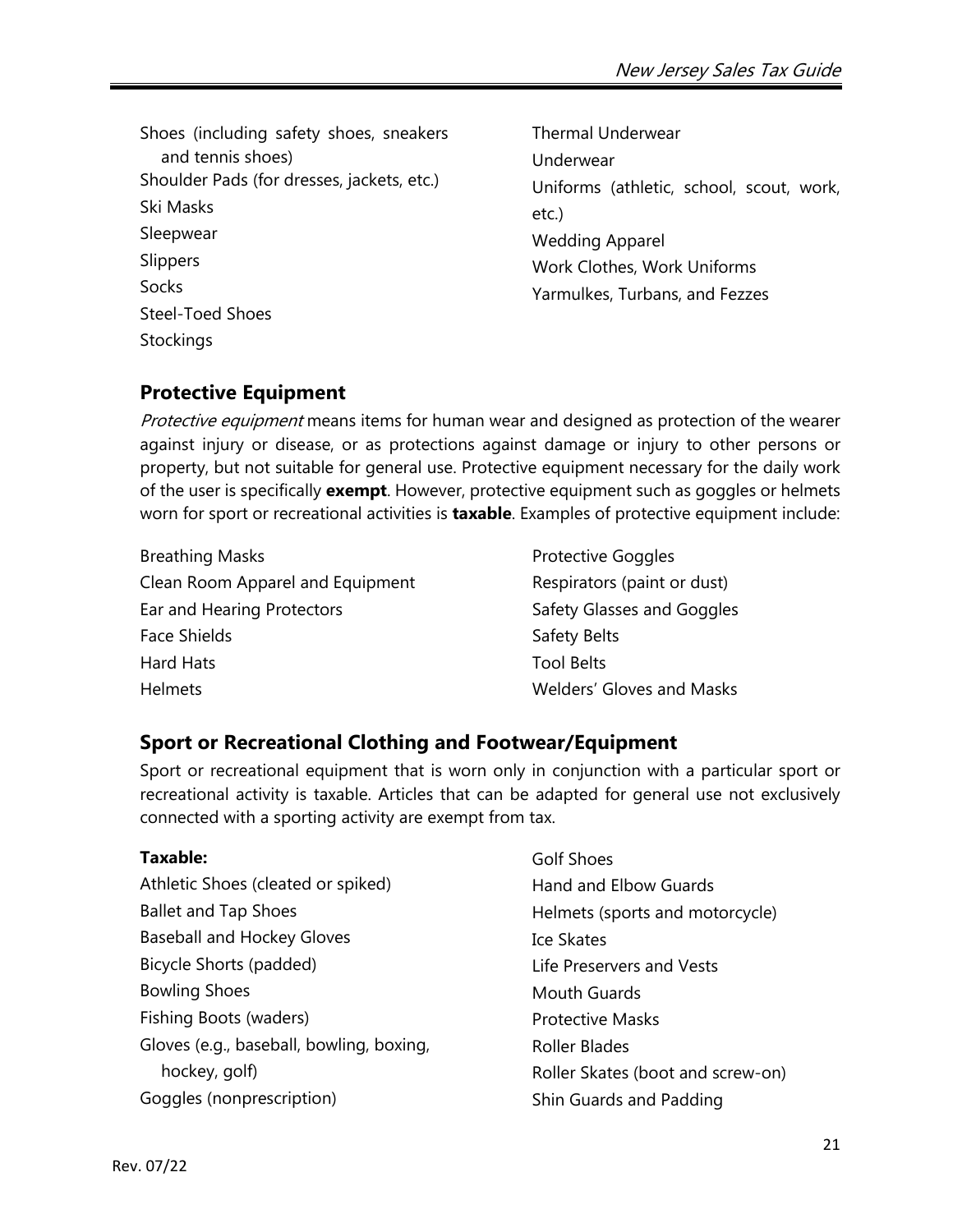Shoes (including safety shoes, sneakers and tennis shoes)
Shoulder Pads (for dresses, jackets, etc.)
Ski Masks
Sleepwear
Slippers
Socks
Steel-Toed Shoes
Stockings
Thermal Underwear
Underwear
Uniforms (athletic, school, scout, work, etc.)
Wedding Apparel
Work Clothes, Work Uniforms
Yarmulkes, Turbans, and Fezzes

## Protective Equipment

*Protective equipment* means items for human wear and designed as protection of the wearer against injury or disease, or as protections against damage or injury to other persons or property, but not suitable for general use. Protective equipment necessary for the daily work of the user is specifically **exempt**. However, protective equipment such as goggles or helmets worn for sport or recreational activities is **taxable**. Examples of protective equipment include:

Breathing Masks
Clean Room Apparel and Equipment
Ear and Hearing Protectors
Face Shields
Hard Hats
Helmets
Protective Goggles
Respirators (paint or dust)
Safety Glasses and Goggles
Safety Belts
Tool Belts
Welders' Gloves and Masks

## Sport or Recreational Clothing and Footwear/Equipment

Sport or recreational equipment that is worn only in conjunction with a particular sport or recreational activity is taxable. Articles that can be adapted for general use not exclusively connected with a sporting activity are exempt from tax.

**Taxable:**

Athletic Shoes (cleated or spiked)
Ballet and Tap Shoes
Baseball and Hockey Gloves
Bicycle Shorts (padded)
Bowling Shoes
Fishing Boots (waders)
Gloves (e.g., baseball, bowling, boxing, hockey, golf)
Goggles (nonprescription)
Golf Shoes
Hand and Elbow Guards
Helmets (sports and motorcycle)
Ice Skates
Life Preservers and Vests
Mouth Guards
Protective Masks
Roller Blades
Roller Skates (boot and screw-on)
Shin Guards and Padding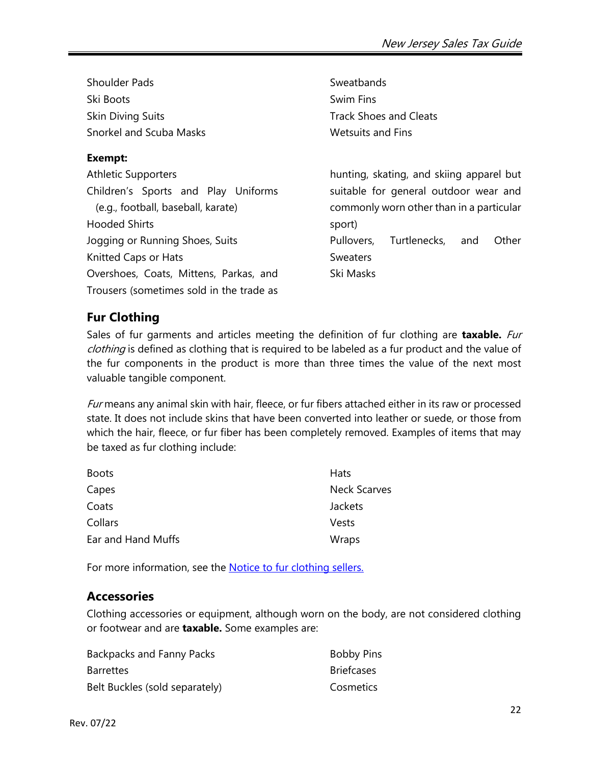Shoulder Pads
Ski Boots
Skin Diving Suits
Snorkel and Scuba Masks
Sweatbands
Swim Fins
Track Shoes and Cleats
Wetsuits and Fins

**Exempt:**

Athletic Supporters
Children's Sports and Play Uniforms (e.g., football, baseball, karate)
Hooded Shirts
Jogging or Running Shoes, Suits
Knitted Caps or Hats
Overshoes, Coats, Mittens, Parkas, and Trousers (sometimes sold in the trade as hunting, skating, and skiing apparel but suitable for general outdoor wear and commonly worn other than in a particular sport)
Pullovers, Turtlenecks, and Other Sweaters
Ski Masks

## Fur Clothing

Sales of fur garments and articles meeting the definition of fur clothing are **taxable.** *Fur clothing* is defined as clothing that is required to be labeled as a fur product and the value of the fur components in the product is more than three times the value of the next most valuable tangible component.

*Fur* means any animal skin with hair, fleece, or fur fibers attached either in its raw or processed state. It does not include skins that have been converted into leather or suede, or those from which the hair, fleece, or fur fiber has been completely removed. Examples of items that may be taxed as fur clothing include:

Boots
Capes
Coats
Collars
Ear and Hand Muffs
Hats
Neck Scarves
Jackets
Vests
Wraps

For more information, see the [Notice to fur clothing sellers.]()

## Accessories

Clothing accessories or equipment, although worn on the body, are not considered clothing or footwear and are **taxable.** Some examples are:

Backpacks and Fanny Packs
Barrettes
Belt Buckles (sold separately)
Bobby Pins
Briefcases
Cosmetics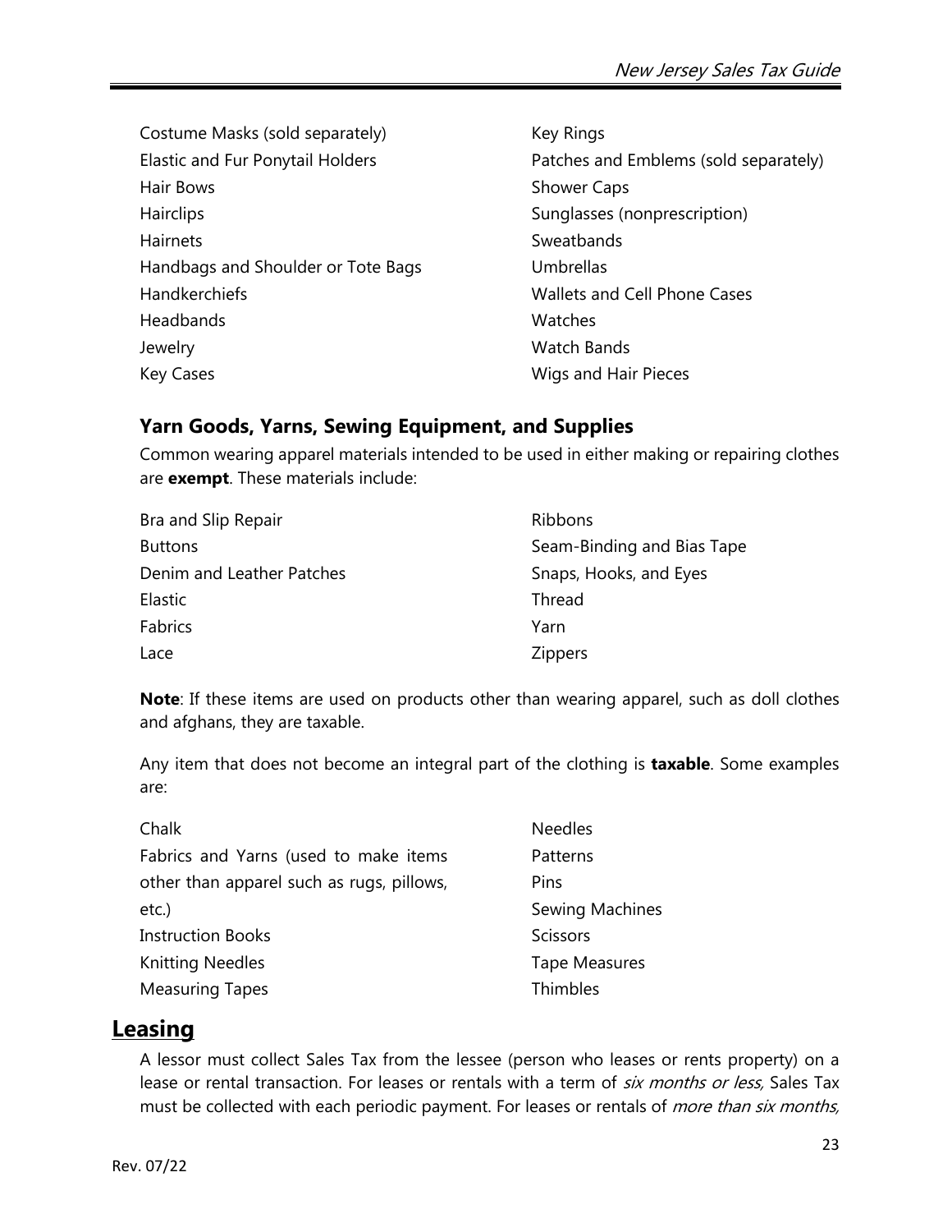- Costume Masks (sold separately)
- Elastic and Fur Ponytail Holders
- Hair Bows
- Hairclips
- Hairnets
- Handbags and Shoulder or Tote Bags
- Handkerchiefs
- Headbands
- Jewelry
- Key Cases
- Key Rings
- Patches and Emblems (sold separately)
- Shower Caps
- Sunglasses (nonprescription)
- Sweatbands
- Umbrellas
- Wallets and Cell Phone Cases
- Watches
- Watch Bands
- Wigs and Hair Pieces

### Yarn Goods, Yarns, Sewing Equipment, and Supplies

Common wearing apparel materials intended to be used in either making or repairing clothes are **exempt**. These materials include:

- Bra and Slip Repair
- Buttons
- Denim and Leather Patches
- Elastic
- Fabrics
- Lace
- Ribbons
- Seam-Binding and Bias Tape
- Snaps, Hooks, and Eyes
- Thread
- Yarn
- Zippers

**Note**: If these items are used on products other than wearing apparel, such as doll clothes and afghans, they are taxable.

Any item that does not become an integral part of the clothing is **taxable**. Some examples are:

- Chalk
- Fabrics and Yarns (used to make items other than apparel such as rugs, pillows, etc.)
- Instruction Books
- Knitting Needles
- Measuring Tapes
- Needles
- Patterns
- Pins
- Sewing Machines
- Scissors
- Tape Measures
- Thimbles

## Leasing

A lessor must collect Sales Tax from the lessee (person who leases or rents property) on a lease or rental transaction. For leases or rentals with a term of *six months or less,* Sales Tax must be collected with each periodic payment. For leases or rentals of *more than six months,*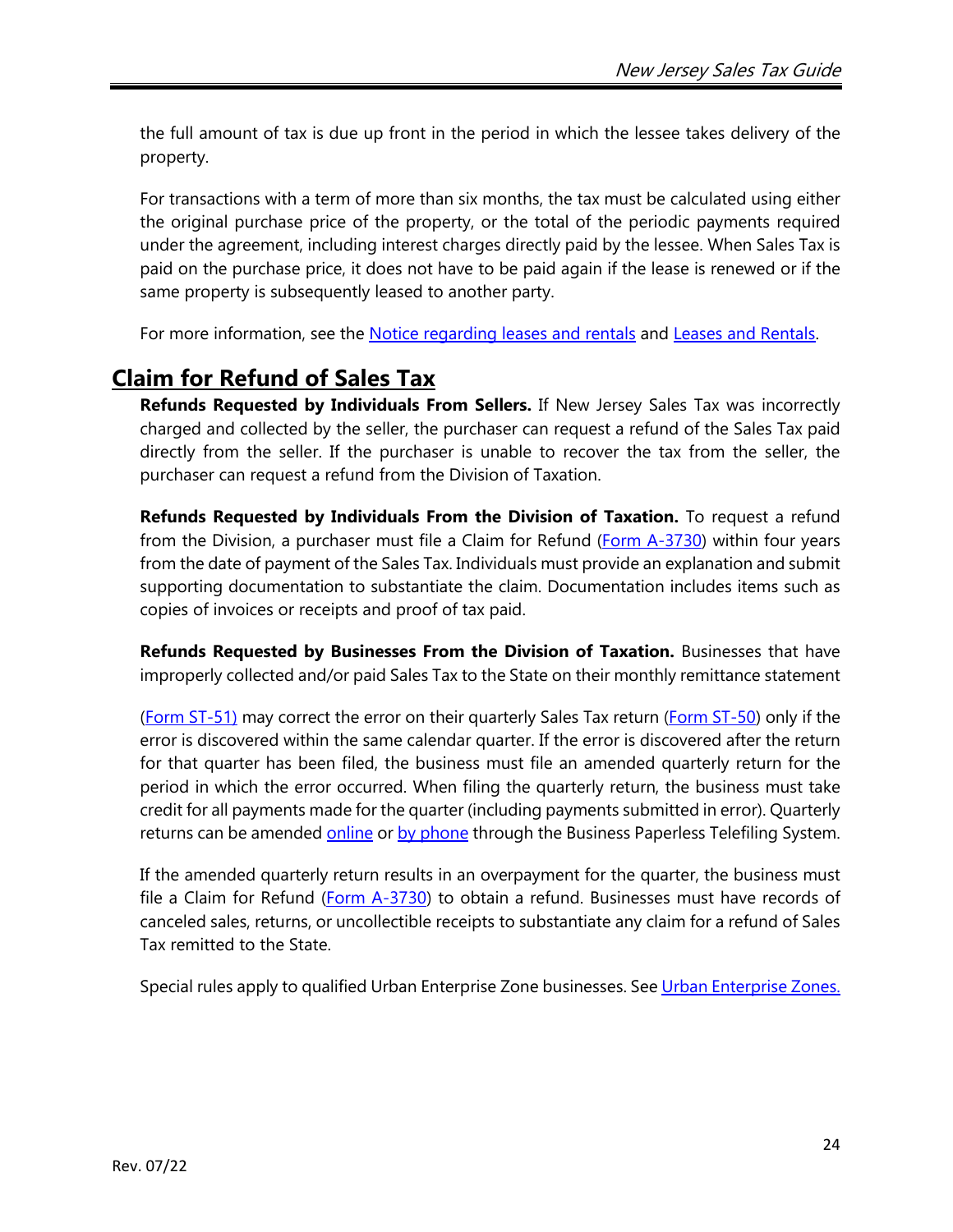the full amount of tax is due up front in the period in which the lessee takes delivery of the property.

For transactions with a term of more than six months, the tax must be calculated using either the original purchase price of the property, or the total of the periodic payments required under the agreement, including interest charges directly paid by the lessee. When Sales Tax is paid on the purchase price, it does not have to be paid again if the lease is renewed or if the same property is subsequently leased to another party.

For more information, see the Notice regarding leases and rentals and Leases and Rentals.

## Claim for Refund of Sales Tax

**Refunds Requested by Individuals From Sellers.** If New Jersey Sales Tax was incorrectly charged and collected by the seller, the purchaser can request a refund of the Sales Tax paid directly from the seller. If the purchaser is unable to recover the tax from the seller, the purchaser can request a refund from the Division of Taxation.

**Refunds Requested by Individuals From the Division of Taxation.** To request a refund from the Division, a purchaser must file a Claim for Refund (Form A-3730) within four years from the date of payment of the Sales Tax. Individuals must provide an explanation and submit supporting documentation to substantiate the claim. Documentation includes items such as copies of invoices or receipts and proof of tax paid.

**Refunds Requested by Businesses From the Division of Taxation.** Businesses that have improperly collected and/or paid Sales Tax to the State on their monthly remittance statement (Form ST-51) may correct the error on their quarterly Sales Tax return (Form ST-50) only if the error is discovered within the same calendar quarter. If the error is discovered after the return for that quarter has been filed, the business must file an amended quarterly return for the period in which the error occurred. When filing the quarterly return, the business must take credit for all payments made for the quarter (including payments submitted in error). Quarterly returns can be amended online or by phone through the Business Paperless Telefiling System.

If the amended quarterly return results in an overpayment for the quarter, the business must file a Claim for Refund (Form A-3730) to obtain a refund. Businesses must have records of canceled sales, returns, or uncollectible receipts to substantiate any claim for a refund of Sales Tax remitted to the State.

Special rules apply to qualified Urban Enterprise Zone businesses. See Urban Enterprise Zones.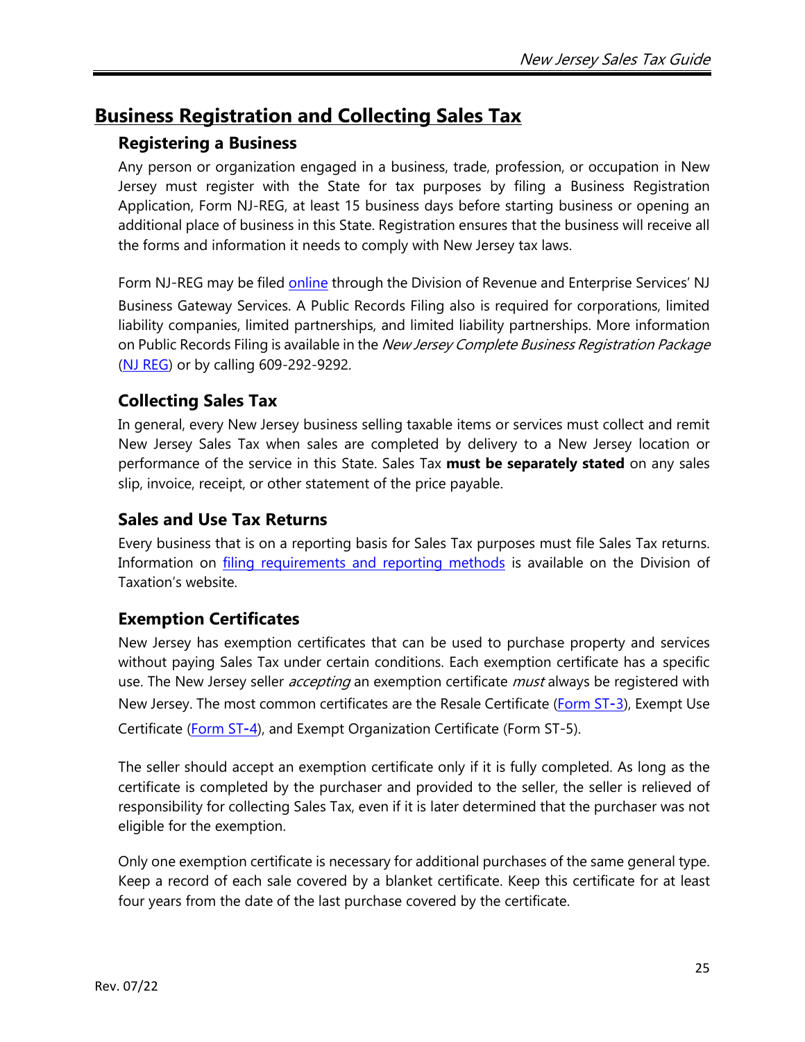## Business Registration and Collecting Sales Tax

### Registering a Business

Any person or organization engaged in a business, trade, profession, or occupation in New Jersey must register with the State for tax purposes by filing a Business Registration Application, Form NJ-REG, at least 15 business days before starting business or opening an additional place of business in this State. Registration ensures that the business will receive all the forms and information it needs to comply with New Jersey tax laws.

Form NJ-REG may be filed online through the Division of Revenue and Enterprise Services' NJ Business Gateway Services. A Public Records Filing also is required for corporations, limited liability companies, limited partnerships, and limited liability partnerships. More information on Public Records Filing is available in the *New Jersey Complete Business Registration Package* (NJ REG) or by calling 609-292-9292.

### Collecting Sales Tax

In general, every New Jersey business selling taxable items or services must collect and remit New Jersey Sales Tax when sales are completed by delivery to a New Jersey location or performance of the service in this State. Sales Tax **must be separately stated** on any sales slip, invoice, receipt, or other statement of the price payable.

### Sales and Use Tax Returns

Every business that is on a reporting basis for Sales Tax purposes must file Sales Tax returns. Information on filing requirements and reporting methods is available on the Division of Taxation's website.

### Exemption Certificates

New Jersey has exemption certificates that can be used to purchase property and services without paying Sales Tax under certain conditions. Each exemption certificate has a specific use. The New Jersey seller *accepting* an exemption certificate *must* always be registered with New Jersey. The most common certificates are the Resale Certificate (Form ST-3), Exempt Use Certificate (Form ST-4), and Exempt Organization Certificate (Form ST-5).

The seller should accept an exemption certificate only if it is fully completed. As long as the certificate is completed by the purchaser and provided to the seller, the seller is relieved of responsibility for collecting Sales Tax, even if it is later determined that the purchaser was not eligible for the exemption.

Only one exemption certificate is necessary for additional purchases of the same general type. Keep a record of each sale covered by a blanket certificate. Keep this certificate for at least four years from the date of the last purchase covered by the certificate.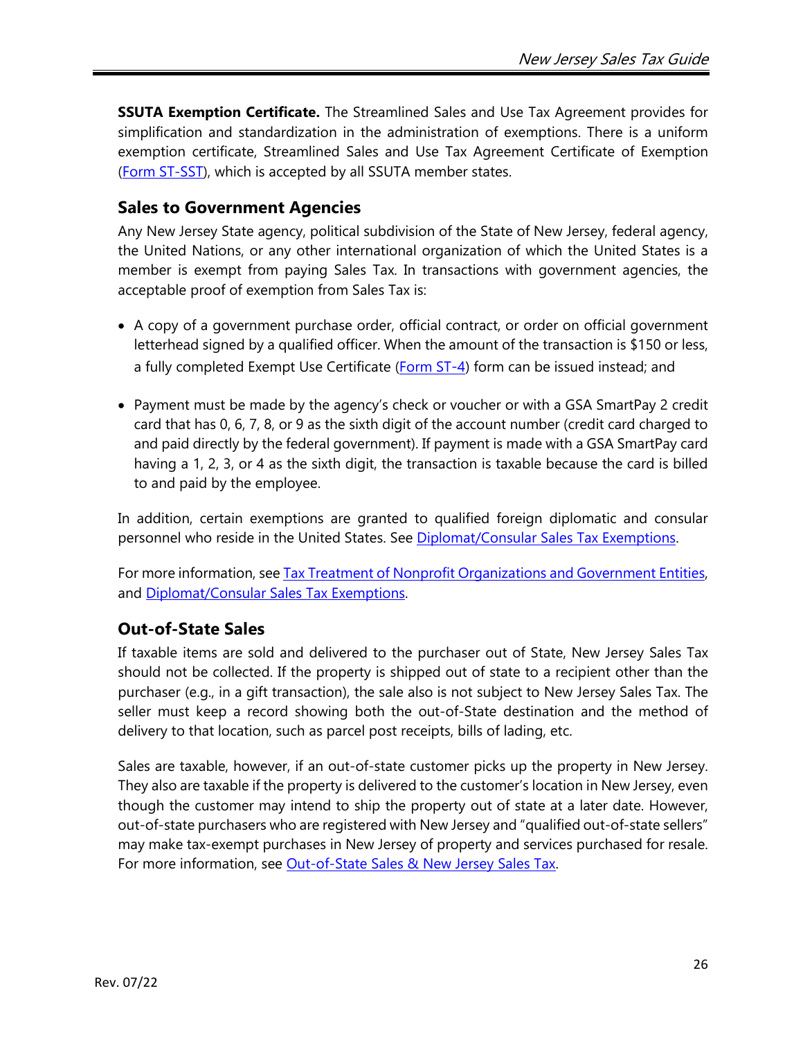**SSUTA Exemption Certificate.** The Streamlined Sales and Use Tax Agreement provides for simplification and standardization in the administration of exemptions. There is a uniform exemption certificate, Streamlined Sales and Use Tax Agreement Certificate of Exemption (Form ST-SST), which is accepted by all SSUTA member states.

## Sales to Government Agencies

Any New Jersey State agency, political subdivision of the State of New Jersey, federal agency, the United Nations, or any other international organization of which the United States is a member is exempt from paying Sales Tax. In transactions with government agencies, the acceptable proof of exemption from Sales Tax is:

- A copy of a government purchase order, official contract, or order on official government letterhead signed by a qualified officer. When the amount of the transaction is $150 or less, a fully completed Exempt Use Certificate (Form ST-4) form can be issued instead; and
- Payment must be made by the agency's check or voucher or with a GSA SmartPay 2 credit card that has 0, 6, 7, 8, or 9 as the sixth digit of the account number (credit card charged to and paid directly by the federal government). If payment is made with a GSA SmartPay card having a 1, 2, 3, or 4 as the sixth digit, the transaction is taxable because the card is billed to and paid by the employee.

In addition, certain exemptions are granted to qualified foreign diplomatic and consular personnel who reside in the United States. See Diplomat/Consular Sales Tax Exemptions.

For more information, see Tax Treatment of Nonprofit Organizations and Government Entities, and Diplomat/Consular Sales Tax Exemptions.

## Out-of-State Sales

If taxable items are sold and delivered to the purchaser out of State, New Jersey Sales Tax should not be collected. If the property is shipped out of state to a recipient other than the purchaser (e.g., in a gift transaction), the sale also is not subject to New Jersey Sales Tax. The seller must keep a record showing both the out-of-State destination and the method of delivery to that location, such as parcel post receipts, bills of lading, etc.

Sales are taxable, however, if an out-of-state customer picks up the property in New Jersey. They also are taxable if the property is delivered to the customer's location in New Jersey, even though the customer may intend to ship the property out of state at a later date. However, out-of-state purchasers who are registered with New Jersey and "qualified out-of-state sellers" may make tax-exempt purchases in New Jersey of property and services purchased for resale. For more information, see Out-of-State Sales & New Jersey Sales Tax.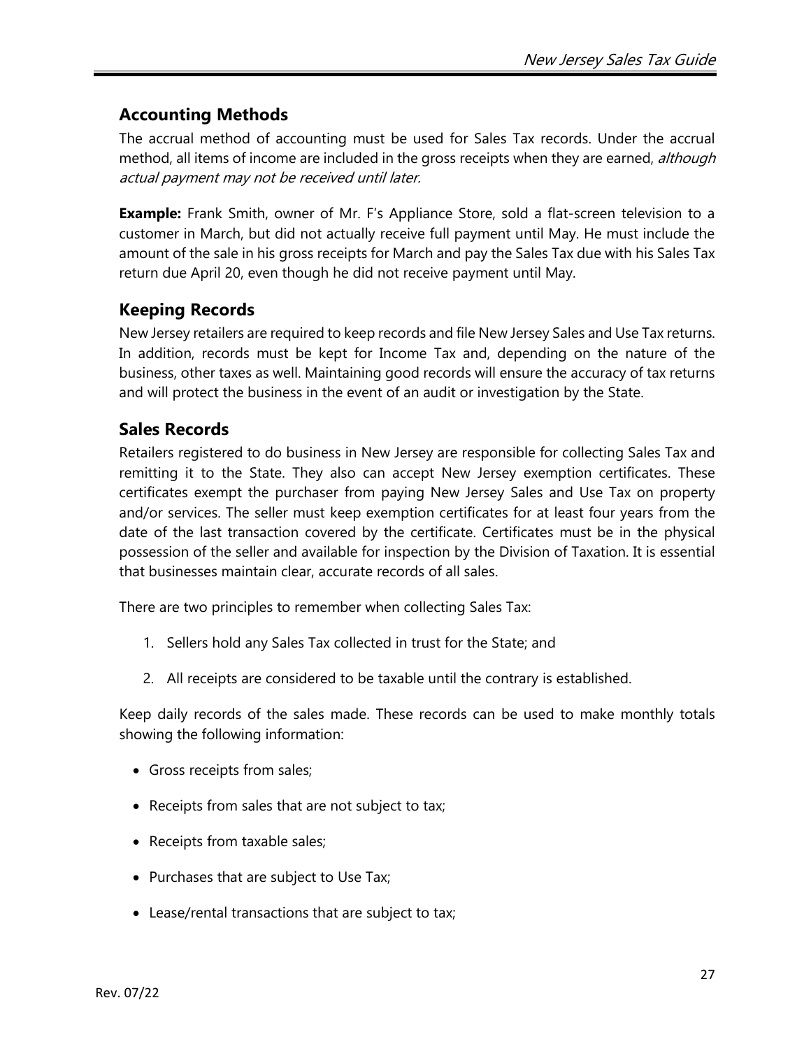## Accounting Methods

The accrual method of accounting must be used for Sales Tax records. Under the accrual method, all items of income are included in the gross receipts when they are earned, *although actual payment may not be received until later.*

**Example:** Frank Smith, owner of Mr. F's Appliance Store, sold a flat-screen television to a customer in March, but did not actually receive full payment until May. He must include the amount of the sale in his gross receipts for March and pay the Sales Tax due with his Sales Tax return due April 20, even though he did not receive payment until May.

## Keeping Records

New Jersey retailers are required to keep records and file New Jersey Sales and Use Tax returns. In addition, records must be kept for Income Tax and, depending on the nature of the business, other taxes as well. Maintaining good records will ensure the accuracy of tax returns and will protect the business in the event of an audit or investigation by the State.

## Sales Records

Retailers registered to do business in New Jersey are responsible for collecting Sales Tax and remitting it to the State. They also can accept New Jersey exemption certificates. These certificates exempt the purchaser from paying New Jersey Sales and Use Tax on property and/or services. The seller must keep exemption certificates for at least four years from the date of the last transaction covered by the certificate. Certificates must be in the physical possession of the seller and available for inspection by the Division of Taxation. It is essential that businesses maintain clear, accurate records of all sales.

There are two principles to remember when collecting Sales Tax:

1. Sellers hold any Sales Tax collected in trust for the State; and
2. All receipts are considered to be taxable until the contrary is established.

Keep daily records of the sales made. These records can be used to make monthly totals showing the following information:

- Gross receipts from sales;
- Receipts from sales that are not subject to tax;
- Receipts from taxable sales;
- Purchases that are subject to Use Tax;
- Lease/rental transactions that are subject to tax;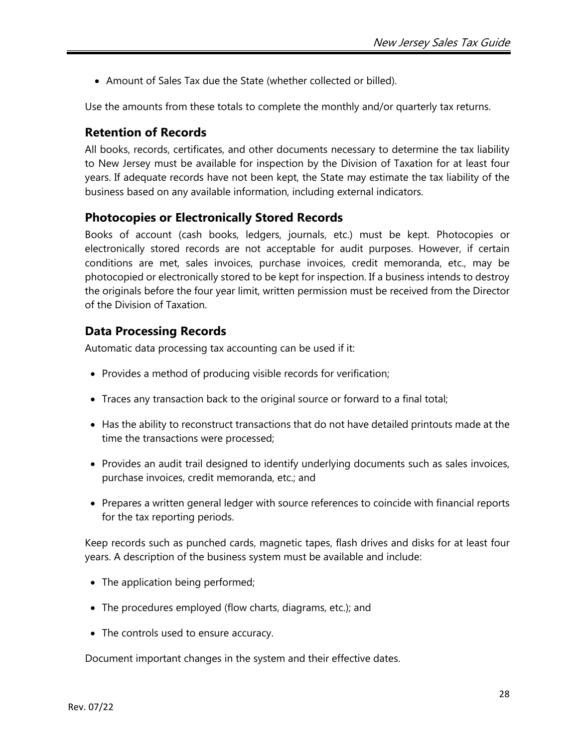- Amount of Sales Tax due the State (whether collected or billed).

Use the amounts from these totals to complete the monthly and/or quarterly tax returns.

## Retention of Records

All books, records, certificates, and other documents necessary to determine the tax liability to New Jersey must be available for inspection by the Division of Taxation for at least four years. If adequate records have not been kept, the State may estimate the tax liability of the business based on any available information, including external indicators.

## Photocopies or Electronically Stored Records

Books of account (cash books, ledgers, journals, etc.) must be kept. Photocopies or electronically stored records are not acceptable for audit purposes. However, if certain conditions are met, sales invoices, purchase invoices, credit memoranda, etc., may be photocopied or electronically stored to be kept for inspection. If a business intends to destroy the originals before the four year limit, written permission must be received from the Director of the Division of Taxation.

## Data Processing Records

Automatic data processing tax accounting can be used if it:

- Provides a method of producing visible records for verification;
- Traces any transaction back to the original source or forward to a final total;
- Has the ability to reconstruct transactions that do not have detailed printouts made at the time the transactions were processed;
- Provides an audit trail designed to identify underlying documents such as sales invoices, purchase invoices, credit memoranda, etc.; and
- Prepares a written general ledger with source references to coincide with financial reports for the tax reporting periods.

Keep records such as punched cards, magnetic tapes, flash drives and disks for at least four years. A description of the business system must be available and include:

- The application being performed;
- The procedures employed (flow charts, diagrams, etc.); and
- The controls used to ensure accuracy.

Document important changes in the system and their effective dates.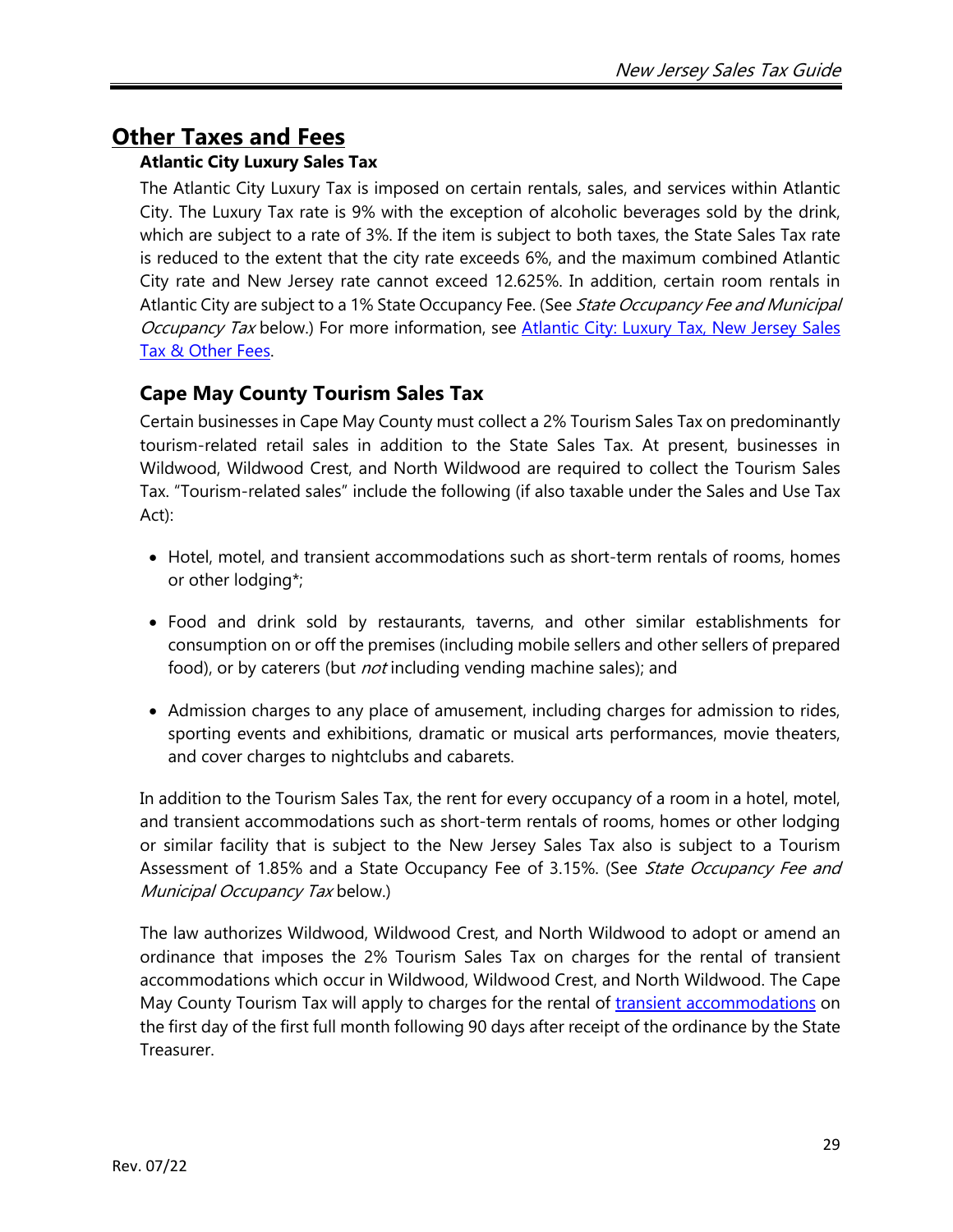## Other Taxes and Fees

### Atlantic City Luxury Sales Tax

The Atlantic City Luxury Tax is imposed on certain rentals, sales, and services within Atlantic City. The Luxury Tax rate is 9% with the exception of alcoholic beverages sold by the drink, which are subject to a rate of 3%. If the item is subject to both taxes, the State Sales Tax rate is reduced to the extent that the city rate exceeds 6%, and the maximum combined Atlantic City rate and New Jersey rate cannot exceed 12.625%. In addition, certain room rentals in Atlantic City are subject to a 1% State Occupancy Fee. (See *State Occupancy Fee and Municipal Occupancy Tax* below.) For more information, see [Atlantic City: Luxury Tax, New Jersey Sales Tax & Other Fees](#).

### Cape May County Tourism Sales Tax

Certain businesses in Cape May County must collect a 2% Tourism Sales Tax on predominantly tourism-related retail sales in addition to the State Sales Tax. At present, businesses in Wildwood, Wildwood Crest, and North Wildwood are required to collect the Tourism Sales Tax. "Tourism-related sales" include the following (if also taxable under the Sales and Use Tax Act):

- Hotel, motel, and transient accommodations such as short-term rentals of rooms, homes or other lodging*;
- Food and drink sold by restaurants, taverns, and other similar establishments for consumption on or off the premises (including mobile sellers and other sellers of prepared food), or by caterers (but *not* including vending machine sales); and
- Admission charges to any place of amusement, including charges for admission to rides, sporting events and exhibitions, dramatic or musical arts performances, movie theaters, and cover charges to nightclubs and cabarets.

In addition to the Tourism Sales Tax, the rent for every occupancy of a room in a hotel, motel, and transient accommodations such as short-term rentals of rooms, homes or other lodging or similar facility that is subject to the New Jersey Sales Tax also is subject to a Tourism Assessment of 1.85% and a State Occupancy Fee of 3.15%. (See *State Occupancy Fee and Municipal Occupancy Tax* below.)

The law authorizes Wildwood, Wildwood Crest, and North Wildwood to adopt or amend an ordinance that imposes the 2% Tourism Sales Tax on charges for the rental of transient accommodations which occur in Wildwood, Wildwood Crest, and North Wildwood. The Cape May County Tourism Tax will apply to charges for the rental of [transient accommodations](#) on the first day of the first full month following 90 days after receipt of the ordinance by the State Treasurer.

Rev. 07/22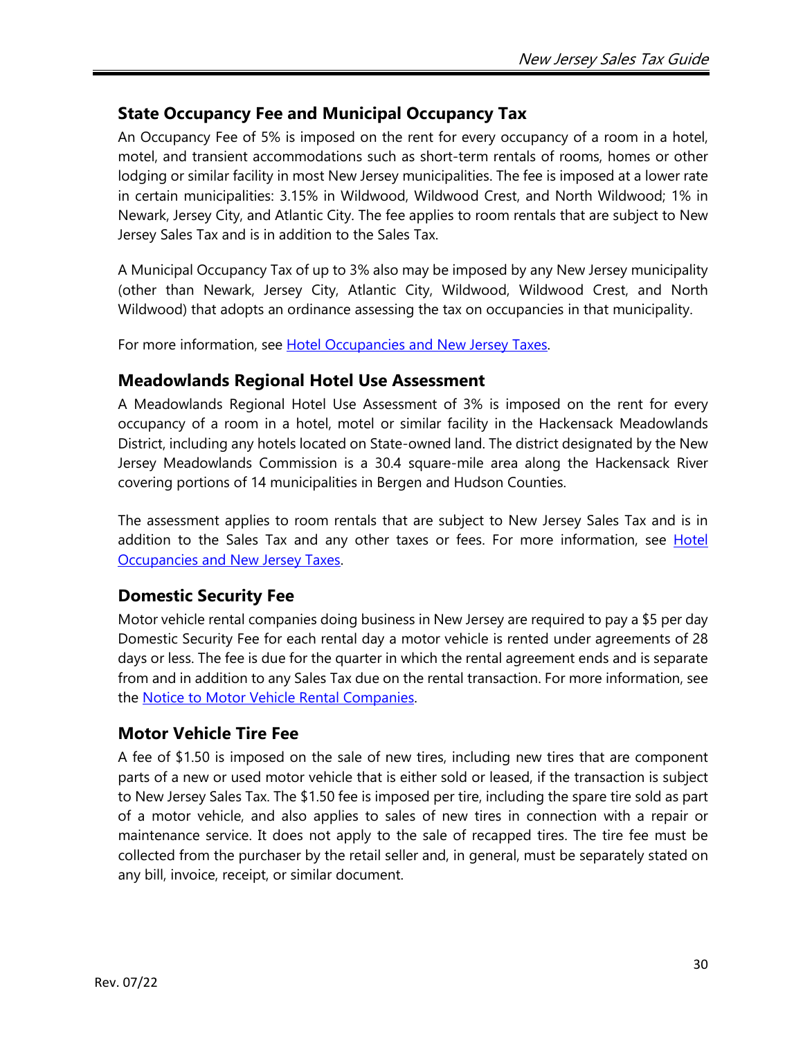## State Occupancy Fee and Municipal Occupancy Tax

An Occupancy Fee of 5% is imposed on the rent for every occupancy of a room in a hotel, motel, and transient accommodations such as short-term rentals of rooms, homes or other lodging or similar facility in most New Jersey municipalities. The fee is imposed at a lower rate in certain municipalities: 3.15% in Wildwood, Wildwood Crest, and North Wildwood; 1% in Newark, Jersey City, and Atlantic City. The fee applies to room rentals that are subject to New Jersey Sales Tax and is in addition to the Sales Tax.

A Municipal Occupancy Tax of up to 3% also may be imposed by any New Jersey municipality (other than Newark, Jersey City, Atlantic City, Wildwood, Wildwood Crest, and North Wildwood) that adopts an ordinance assessing the tax on occupancies in that municipality.

For more information, see Hotel Occupancies and New Jersey Taxes.

## Meadowlands Regional Hotel Use Assessment

A Meadowlands Regional Hotel Use Assessment of 3% is imposed on the rent for every occupancy of a room in a hotel, motel or similar facility in the Hackensack Meadowlands District, including any hotels located on State-owned land. The district designated by the New Jersey Meadowlands Commission is a 30.4 square-mile area along the Hackensack River covering portions of 14 municipalities in Bergen and Hudson Counties.

The assessment applies to room rentals that are subject to New Jersey Sales Tax and is in addition to the Sales Tax and any other taxes or fees. For more information, see Hotel Occupancies and New Jersey Taxes.

## Domestic Security Fee

Motor vehicle rental companies doing business in New Jersey are required to pay a $5 per day Domestic Security Fee for each rental day a motor vehicle is rented under agreements of 28 days or less. The fee is due for the quarter in which the rental agreement ends and is separate from and in addition to any Sales Tax due on the rental transaction. For more information, see the Notice to Motor Vehicle Rental Companies.

## Motor Vehicle Tire Fee

A fee of $1.50 is imposed on the sale of new tires, including new tires that are component parts of a new or used motor vehicle that is either sold or leased, if the transaction is subject to New Jersey Sales Tax. The $1.50 fee is imposed per tire, including the spare tire sold as part of a motor vehicle, and also applies to sales of new tires in connection with a repair or maintenance service. It does not apply to the sale of recapped tires. The tire fee must be collected from the purchaser by the retail seller and, in general, must be separately stated on any bill, invoice, receipt, or similar document.

Rev. 07/22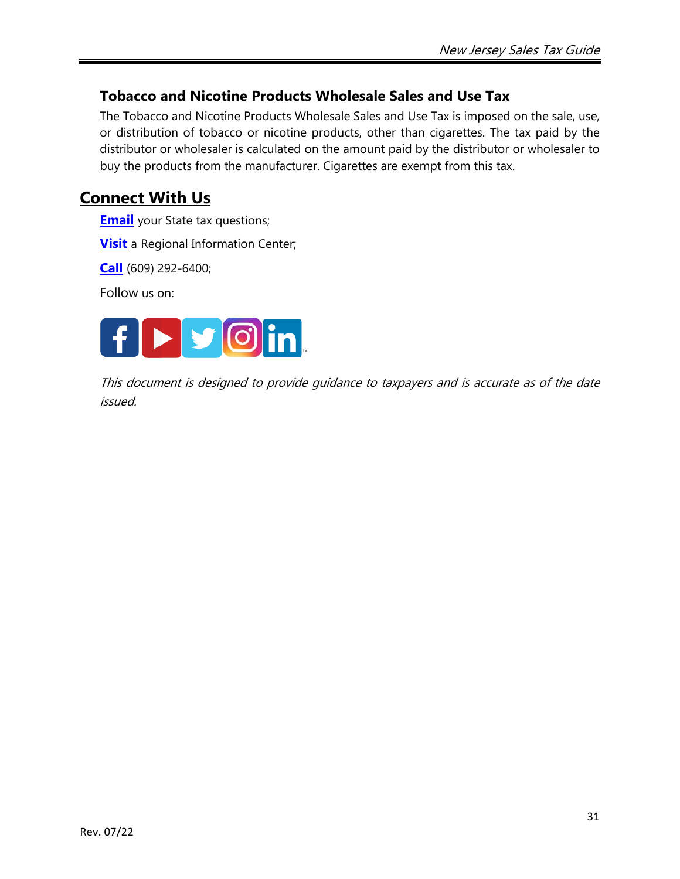### Tobacco and Nicotine Products Wholesale Sales and Use Tax

The Tobacco and Nicotine Products Wholesale Sales and Use Tax is imposed on the sale, use, or distribution of tobacco or nicotine products, other than cigarettes. The tax paid by the distributor or wholesaler is calculated on the amount paid by the distributor or wholesaler to buy the products from the manufacturer. Cigarettes are exempt from this tax.

## Connect With Us

**Email** your State tax questions;

**Visit** a Regional Information Center;

**Call** (609) 292-6400;

Follow us on:

*This document is designed to provide guidance to taxpayers and is accurate as of the date issued.*

Rev. 07/22